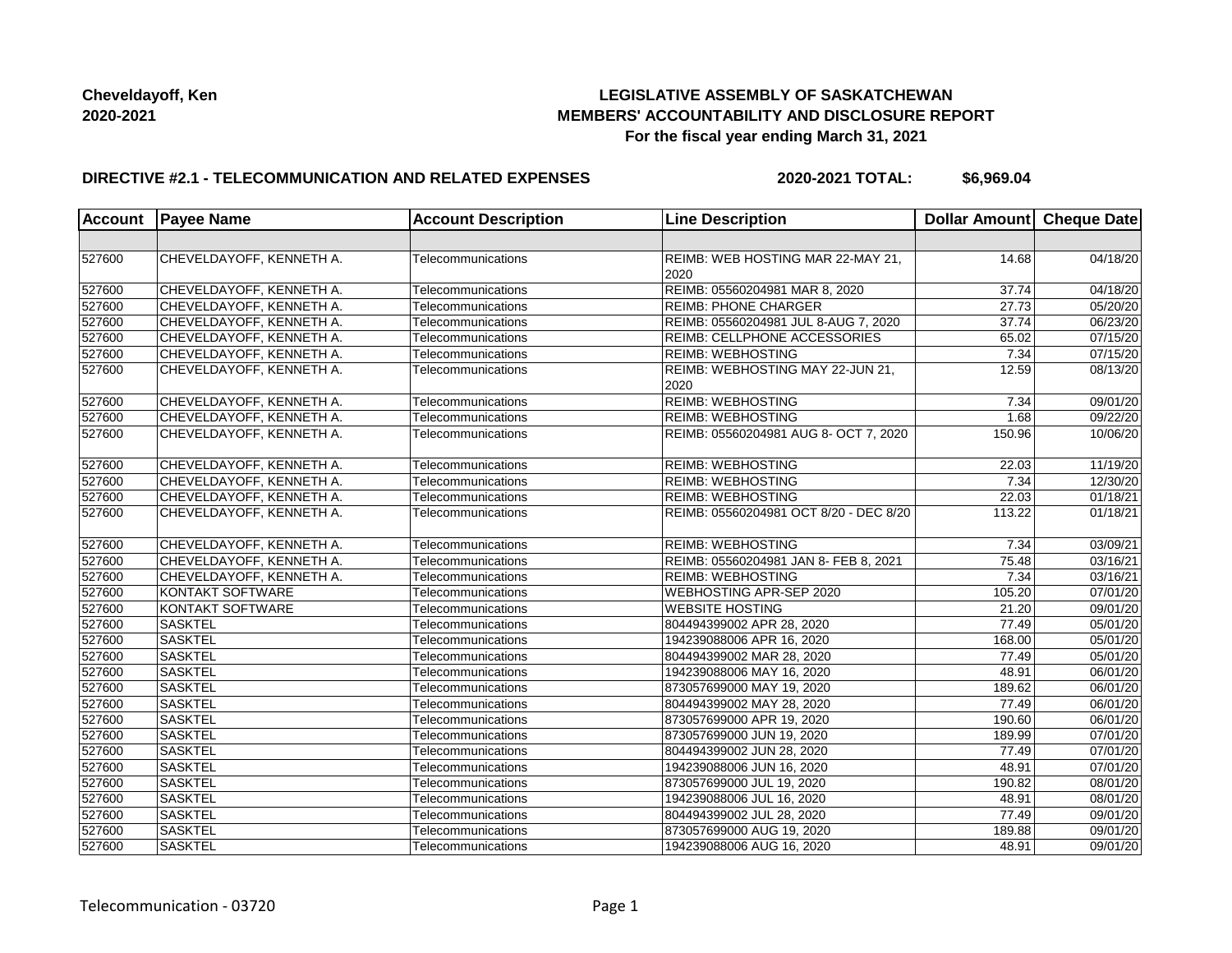**Cheveldayoff, Ken**
**2020-2021**

# LEGISLATIVE ASSEMBLY OF SASKATCHEWAN
## MEMBERS' ACCOUNTABILITY AND DISCLOSURE REPORT
### For the fiscal year ending March 31, 2021

**DIRECTIVE #2.1 - TELECOMMUNICATION AND RELATED EXPENSES** **2020-2021 TOTAL: $6,969.04**

| Account | Payee Name | Account Description | Line Description | Dollar Amount | Cheque Date |
|---|---|---|---|---|---|
| | | | | | |
| 527600 | CHEVELDAYOFF, KENNETH A. | Telecommunications | REIMB: WEB HOSTING MAR 22-MAY 21, 2020 | 14.68 | 04/18/20 |
| 527600 | CHEVELDAYOFF, KENNETH A. | Telecommunications | REIMB: 05560204981 MAR 8, 2020 | 37.74 | 04/18/20 |
| 527600 | CHEVELDAYOFF, KENNETH A. | Telecommunications | REIMB: PHONE CHARGER | 27.73 | 05/20/20 |
| 527600 | CHEVELDAYOFF, KENNETH A. | Telecommunications | REIMB: 05560204981 JUL 8-AUG 7, 2020 | 37.74 | 06/23/20 |
| 527600 | CHEVELDAYOFF, KENNETH A. | Telecommunications | REIMB: CELLPHONE ACCESSORIES | 65.02 | 07/15/20 |
| 527600 | CHEVELDAYOFF, KENNETH A. | Telecommunications | REIMB: WEBHOSTING | 7.34 | 07/15/20 |
| 527600 | CHEVELDAYOFF, KENNETH A. | Telecommunications | REIMB: WEBHOSTING MAY 22-JUN 21, 2020 | 12.59 | 08/13/20 |
| 527600 | CHEVELDAYOFF, KENNETH A. | Telecommunications | REIMB: WEBHOSTING | 7.34 | 09/01/20 |
| 527600 | CHEVELDAYOFF, KENNETH A. | Telecommunications | REIMB: WEBHOSTING | 1.68 | 09/22/20 |
| 527600 | CHEVELDAYOFF, KENNETH A. | Telecommunications | REIMB: 05560204981 AUG 8- OCT 7, 2020 | 150.96 | 10/06/20 |
| 527600 | CHEVELDAYOFF, KENNETH A. | Telecommunications | REIMB: WEBHOSTING | 22.03 | 11/19/20 |
| 527600 | CHEVELDAYOFF, KENNETH A. | Telecommunications | REIMB: WEBHOSTING | 7.34 | 12/30/20 |
| 527600 | CHEVELDAYOFF, KENNETH A. | Telecommunications | REIMB: WEBHOSTING | 22.03 | 01/18/21 |
| 527600 | CHEVELDAYOFF, KENNETH A. | Telecommunications | REIMB: 05560204981 OCT 8/20 - DEC 8/20 | 113.22 | 01/18/21 |
| 527600 | CHEVELDAYOFF, KENNETH A. | Telecommunications | REIMB: WEBHOSTING | 7.34 | 03/09/21 |
| 527600 | CHEVELDAYOFF, KENNETH A. | Telecommunications | REIMB: 05560204981 JAN 8- FEB 8, 2021 | 75.48 | 03/16/21 |
| 527600 | CHEVELDAYOFF, KENNETH A. | Telecommunications | REIMB: WEBHOSTING | 7.34 | 03/16/21 |
| 527600 | KONTAKT SOFTWARE | Telecommunications | WEBHOSTING APR-SEP 2020 | 105.20 | 07/01/20 |
| 527600 | KONTAKT SOFTWARE | Telecommunications | WEBSITE HOSTING | 21.20 | 09/01/20 |
| 527600 | SASKTEL | Telecommunications | 804494399002 APR 28, 2020 | 77.49 | 05/01/20 |
| 527600 | SASKTEL | Telecommunications | 194239088006 APR 16, 2020 | 168.00 | 05/01/20 |
| 527600 | SASKTEL | Telecommunications | 804494399002 MAR 28, 2020 | 77.49 | 05/01/20 |
| 527600 | SASKTEL | Telecommunications | 194239088006 MAY 16, 2020 | 48.91 | 06/01/20 |
| 527600 | SASKTEL | Telecommunications | 873057699000 MAY 19, 2020 | 189.62 | 06/01/20 |
| 527600 | SASKTEL | Telecommunications | 804494399002 MAY 28, 2020 | 77.49 | 06/01/20 |
| 527600 | SASKTEL | Telecommunications | 873057699000 APR 19, 2020 | 190.60 | 06/01/20 |
| 527600 | SASKTEL | Telecommunications | 873057699000 JUN 19, 2020 | 189.99 | 07/01/20 |
| 527600 | SASKTEL | Telecommunications | 804494399002 JUN 28, 2020 | 77.49 | 07/01/20 |
| 527600 | SASKTEL | Telecommunications | 194239088006 JUN 16, 2020 | 48.91 | 07/01/20 |
| 527600 | SASKTEL | Telecommunications | 873057699000 JUL 19, 2020 | 190.82 | 08/01/20 |
| 527600 | SASKTEL | Telecommunications | 194239088006 JUL 16, 2020 | 48.91 | 08/01/20 |
| 527600 | SASKTEL | Telecommunications | 804494399002 JUL 28, 2020 | 77.49 | 09/01/20 |
| 527600 | SASKTEL | Telecommunications | 873057699000 AUG 19, 2020 | 189.88 | 09/01/20 |
| 527600 | SASKTEL | Telecommunications | 194239088006 AUG 16, 2020 | 48.91 | 09/01/20 |

Telecommunication - 03720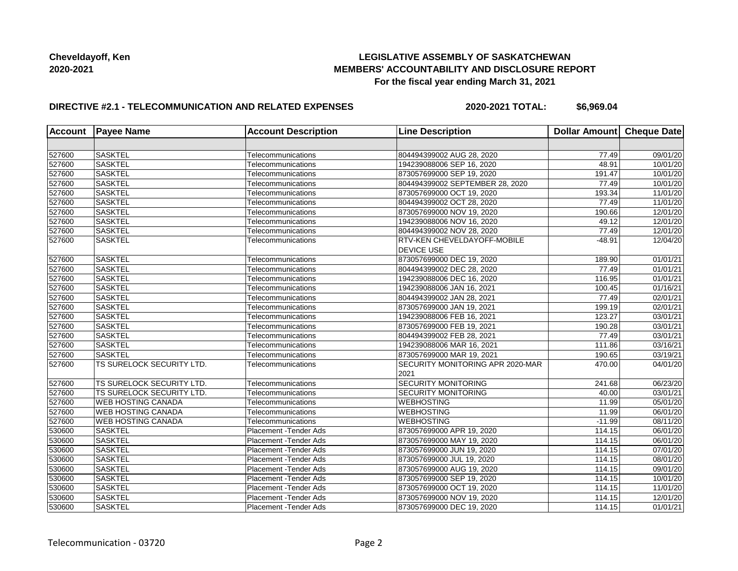**Cheveldayoff, Ken**
**2020-2021**

**LEGISLATIVE ASSEMBLY OF SASKATCHEWAN**
**MEMBERS' ACCOUNTABILITY AND DISCLOSURE REPORT**
**For the fiscal year ending March 31, 2021**

**DIRECTIVE #2.1 - TELECOMMUNICATION AND RELATED EXPENSES** **2020-2021 TOTAL: $6,969.04**

| Account | Payee Name | Account Description | Line Description | Dollar Amount | Cheque Date |
|---|---|---|---|---|---|
| | | | | | |
| 527600 | SASKTEL | Telecommunications | 804494399002 AUG 28, 2020 | 77.49 | 09/01/20 |
| 527600 | SASKTEL | Telecommunications | 194239088006 SEP 16, 2020 | 48.91 | 10/01/20 |
| 527600 | SASKTEL | Telecommunications | 873057699000 SEP 19, 2020 | 191.47 | 10/01/20 |
| 527600 | SASKTEL | Telecommunications | 804494399002 SEPTEMBER 28, 2020 | 77.49 | 10/01/20 |
| 527600 | SASKTEL | Telecommunications | 873057699000 OCT 19, 2020 | 193.34 | 11/01/20 |
| 527600 | SASKTEL | Telecommunications | 804494399002 OCT 28, 2020 | 77.49 | 11/01/20 |
| 527600 | SASKTEL | Telecommunications | 873057699000 NOV 19, 2020 | 190.66 | 12/01/20 |
| 527600 | SASKTEL | Telecommunications | 194239088006 NOV 16, 2020 | 49.12 | 12/01/20 |
| 527600 | SASKTEL | Telecommunications | 804494399002 NOV 28, 2020 | 77.49 | 12/01/20 |
| 527600 | SASKTEL | Telecommunications | RTV-KEN CHEVELDAYOFF-MOBILE DEVICE USE | -48.91 | 12/04/20 |
| 527600 | SASKTEL | Telecommunications | 873057699000 DEC 19, 2020 | 189.90 | 01/01/21 |
| 527600 | SASKTEL | Telecommunications | 804494399002 DEC 28, 2020 | 77.49 | 01/01/21 |
| 527600 | SASKTEL | Telecommunications | 194239088006 DEC 16, 2020 | 116.95 | 01/01/21 |
| 527600 | SASKTEL | Telecommunications | 194239088006 JAN 16, 2021 | 100.45 | 01/16/21 |
| 527600 | SASKTEL | Telecommunications | 804494399002 JAN 28, 2021 | 77.49 | 02/01/21 |
| 527600 | SASKTEL | Telecommunications | 873057699000 JAN 19, 2021 | 199.19 | 02/01/21 |
| 527600 | SASKTEL | Telecommunications | 194239088006 FEB 16, 2021 | 123.27 | 03/01/21 |
| 527600 | SASKTEL | Telecommunications | 873057699000 FEB 19, 2021 | 190.28 | 03/01/21 |
| 527600 | SASKTEL | Telecommunications | 804494399002 FEB 28, 2021 | 77.49 | 03/01/21 |
| 527600 | SASKTEL | Telecommunications | 194239088006 MAR 16, 2021 | 111.86 | 03/16/21 |
| 527600 | SASKTEL | Telecommunications | 873057699000 MAR 19, 2021 | 190.65 | 03/19/21 |
| 527600 | TS SURELOCK SECURITY LTD. | Telecommunications | SECURITY MONITORING APR 2020-MAR 2021 | 470.00 | 04/01/20 |
| 527600 | TS SURELOCK SECURITY LTD. | Telecommunications | SECURITY MONITORING | 241.68 | 06/23/20 |
| 527600 | TS SURELOCK SECURITY LTD. | Telecommunications | SECURITY MONITORING | 40.00 | 03/01/21 |
| 527600 | WEB HOSTING CANADA | Telecommunications | WEBHOSTING | 11.99 | 05/01/20 |
| 527600 | WEB HOSTING CANADA | Telecommunications | WEBHOSTING | 11.99 | 06/01/20 |
| 527600 | WEB HOSTING CANADA | Telecommunications | WEBHOSTING | -11.99 | 08/11/20 |
| 530600 | SASKTEL | Placement -Tender Ads | 873057699000 APR 19, 2020 | 114.15 | 06/01/20 |
| 530600 | SASKTEL | Placement -Tender Ads | 873057699000 MAY 19, 2020 | 114.15 | 06/01/20 |
| 530600 | SASKTEL | Placement -Tender Ads | 873057699000 JUN 19, 2020 | 114.15 | 07/01/20 |
| 530600 | SASKTEL | Placement -Tender Ads | 873057699000 JUL 19, 2020 | 114.15 | 08/01/20 |
| 530600 | SASKTEL | Placement -Tender Ads | 873057699000 AUG 19, 2020 | 114.15 | 09/01/20 |
| 530600 | SASKTEL | Placement -Tender Ads | 873057699000 SEP 19, 2020 | 114.15 | 10/01/20 |
| 530600 | SASKTEL | Placement -Tender Ads | 873057699000 OCT 19, 2020 | 114.15 | 11/01/20 |
| 530600 | SASKTEL | Placement -Tender Ads | 873057699000 NOV 19, 2020 | 114.15 | 12/01/20 |
| 530600 | SASKTEL | Placement -Tender Ads | 873057699000 DEC 19, 2020 | 114.15 | 01/01/21 |

Telecommunication - 03720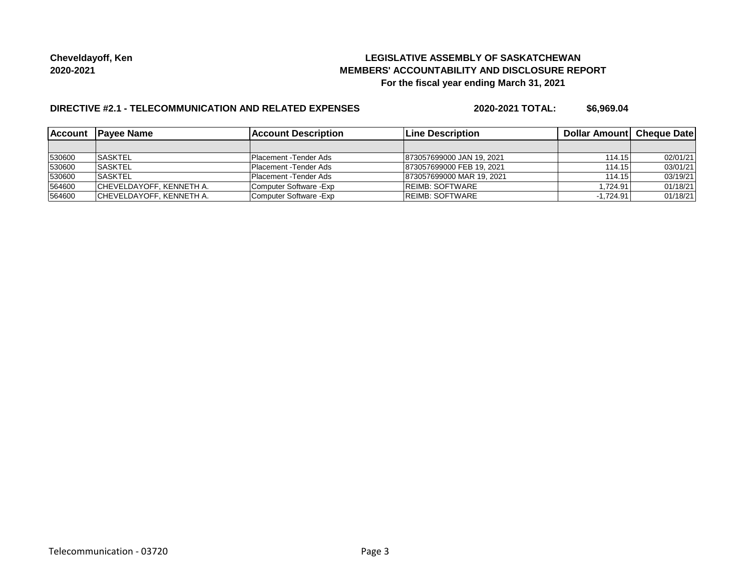**Cheveldayoff, Ken**
**2020-2021**

**LEGISLATIVE ASSEMBLY OF SASKATCHEWAN**
**MEMBERS' ACCOUNTABILITY AND DISCLOSURE REPORT**
**For the fiscal year ending March 31, 2021**

**DIRECTIVE #2.1 - TELECOMMUNICATION AND RELATED EXPENSES** **2020-2021 TOTAL: $6,969.04**

| Account | Payee Name | Account Description | Line Description | Dollar Amount | Cheque Date |
|---|---|---|---|---|---|
| | | | | | |
| 530600 | SASKTEL | Placement -Tender Ads | 873057699000 JAN 19, 2021 | 114.15 | 02/01/21 |
| 530600 | SASKTEL | Placement -Tender Ads | 873057699000 FEB 19, 2021 | 114.15 | 03/01/21 |
| 530600 | SASKTEL | Placement -Tender Ads | 873057699000 MAR 19, 2021 | 114.15 | 03/19/21 |
| 564600 | CHEVELDAYOFF, KENNETH A. | Computer Software -Exp | REIMB: SOFTWARE | 1,724.91 | 01/18/21 |
| 564600 | CHEVELDAYOFF, KENNETH A. | Computer Software -Exp | REIMB: SOFTWARE | -1,724.91 | 01/18/21 |

Telecommunication - 03720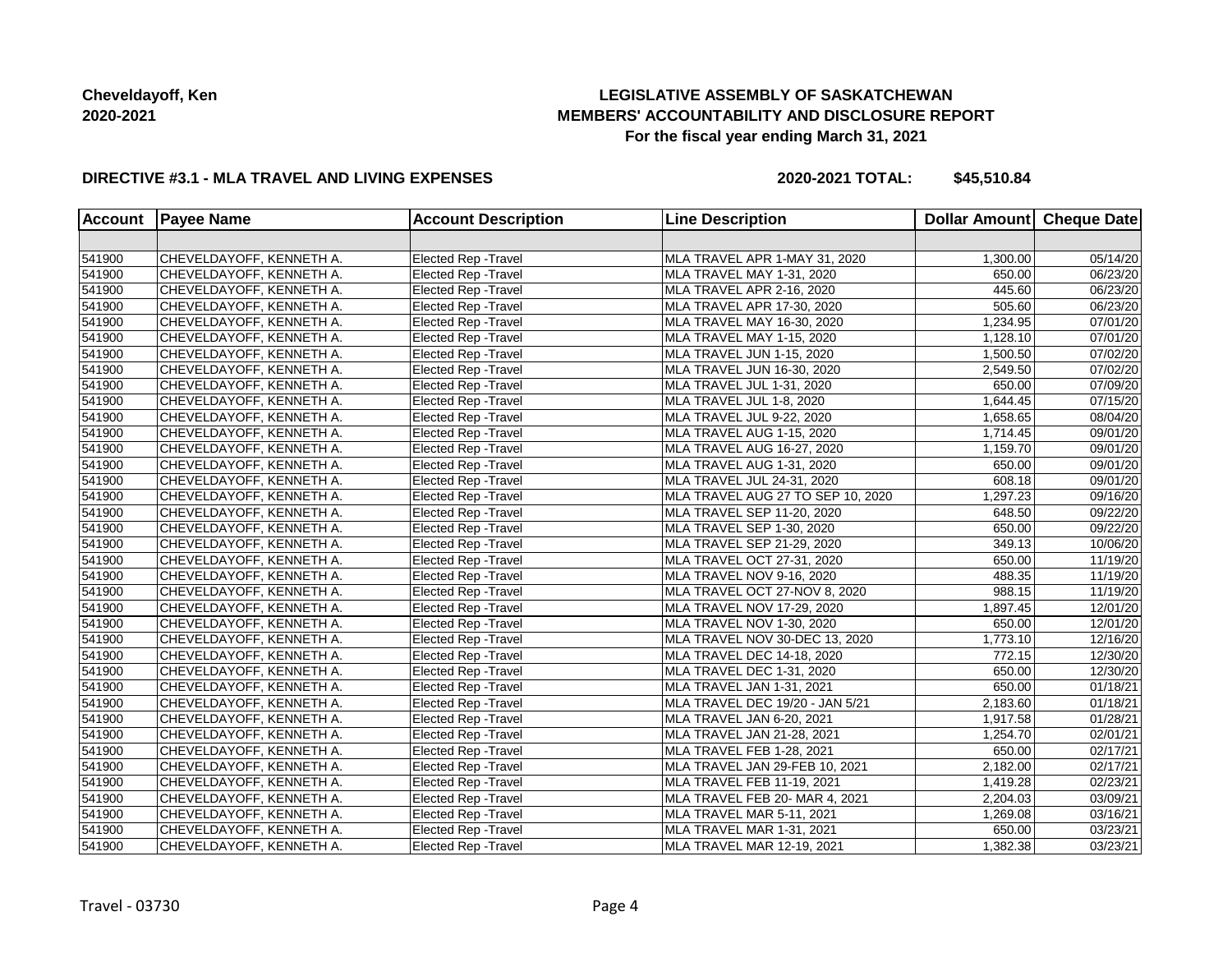**Cheveldayoff, Ken**
**2020-2021**

# LEGISLATIVE ASSEMBLY OF SASKATCHEWAN
## MEMBERS' ACCOUNTABILITY AND DISCLOSURE REPORT
### For the fiscal year ending March 31, 2021

**DIRECTIVE #3.1 - MLA TRAVEL AND LIVING EXPENSES** **2020-2021 TOTAL: $45,510.84**

| Account | Payee Name | Account Description | Line Description | Dollar Amount | Cheque Date |
|---|---|---|---|---|---|
| | | | | | |
| 541900 | CHEVELDAYOFF, KENNETH A. | Elected Rep -Travel | MLA TRAVEL APR 1-MAY 31, 2020 | 1,300.00 | 05/14/20 |
| 541900 | CHEVELDAYOFF, KENNETH A. | Elected Rep -Travel | MLA TRAVEL MAY 1-31, 2020 | 650.00 | 06/23/20 |
| 541900 | CHEVELDAYOFF, KENNETH A. | Elected Rep -Travel | MLA TRAVEL APR 2-16, 2020 | 445.60 | 06/23/20 |
| 541900 | CHEVELDAYOFF, KENNETH A. | Elected Rep -Travel | MLA TRAVEL APR 17-30, 2020 | 505.60 | 06/23/20 |
| 541900 | CHEVELDAYOFF, KENNETH A. | Elected Rep -Travel | MLA TRAVEL MAY 16-30, 2020 | 1,234.95 | 07/01/20 |
| 541900 | CHEVELDAYOFF, KENNETH A. | Elected Rep -Travel | MLA TRAVEL MAY 1-15, 2020 | 1,128.10 | 07/01/20 |
| 541900 | CHEVELDAYOFF, KENNETH A. | Elected Rep -Travel | MLA TRAVEL JUN 1-15, 2020 | 1,500.50 | 07/02/20 |
| 541900 | CHEVELDAYOFF, KENNETH A. | Elected Rep -Travel | MLA TRAVEL JUN 16-30, 2020 | 2,549.50 | 07/02/20 |
| 541900 | CHEVELDAYOFF, KENNETH A. | Elected Rep -Travel | MLA TRAVEL JUL 1-31, 2020 | 650.00 | 07/09/20 |
| 541900 | CHEVELDAYOFF, KENNETH A. | Elected Rep -Travel | MLA TRAVEL JUL 1-8, 2020 | 1,644.45 | 07/15/20 |
| 541900 | CHEVELDAYOFF, KENNETH A. | Elected Rep -Travel | MLA TRAVEL JUL 9-22, 2020 | 1,658.65 | 08/04/20 |
| 541900 | CHEVELDAYOFF, KENNETH A. | Elected Rep -Travel | MLA TRAVEL AUG 1-15, 2020 | 1,714.45 | 09/01/20 |
| 541900 | CHEVELDAYOFF, KENNETH A. | Elected Rep -Travel | MLA TRAVEL AUG 16-27, 2020 | 1,159.70 | 09/01/20 |
| 541900 | CHEVELDAYOFF, KENNETH A. | Elected Rep -Travel | MLA TRAVEL AUG 1-31, 2020 | 650.00 | 09/01/20 |
| 541900 | CHEVELDAYOFF, KENNETH A. | Elected Rep -Travel | MLA TRAVEL JUL 24-31, 2020 | 608.18 | 09/01/20 |
| 541900 | CHEVELDAYOFF, KENNETH A. | Elected Rep -Travel | MLA TRAVEL AUG 27 TO SEP 10, 2020 | 1,297.23 | 09/16/20 |
| 541900 | CHEVELDAYOFF, KENNETH A. | Elected Rep -Travel | MLA TRAVEL SEP 11-20, 2020 | 648.50 | 09/22/20 |
| 541900 | CHEVELDAYOFF, KENNETH A. | Elected Rep -Travel | MLA TRAVEL SEP 1-30, 2020 | 650.00 | 09/22/20 |
| 541900 | CHEVELDAYOFF, KENNETH A. | Elected Rep -Travel | MLA TRAVEL SEP 21-29, 2020 | 349.13 | 10/06/20 |
| 541900 | CHEVELDAYOFF, KENNETH A. | Elected Rep -Travel | MLA TRAVEL OCT 27-31, 2020 | 650.00 | 11/19/20 |
| 541900 | CHEVELDAYOFF, KENNETH A. | Elected Rep -Travel | MLA TRAVEL NOV 9-16, 2020 | 488.35 | 11/19/20 |
| 541900 | CHEVELDAYOFF, KENNETH A. | Elected Rep -Travel | MLA TRAVEL OCT 27-NOV 8, 2020 | 988.15 | 11/19/20 |
| 541900 | CHEVELDAYOFF, KENNETH A. | Elected Rep -Travel | MLA TRAVEL NOV 17-29, 2020 | 1,897.45 | 12/01/20 |
| 541900 | CHEVELDAYOFF, KENNETH A. | Elected Rep -Travel | MLA TRAVEL NOV 1-30, 2020 | 650.00 | 12/01/20 |
| 541900 | CHEVELDAYOFF, KENNETH A. | Elected Rep -Travel | MLA TRAVEL NOV 30-DEC 13, 2020 | 1,773.10 | 12/16/20 |
| 541900 | CHEVELDAYOFF, KENNETH A. | Elected Rep -Travel | MLA TRAVEL DEC 14-18, 2020 | 772.15 | 12/30/20 |
| 541900 | CHEVELDAYOFF, KENNETH A. | Elected Rep -Travel | MLA TRAVEL DEC 1-31, 2020 | 650.00 | 12/30/20 |
| 541900 | CHEVELDAYOFF, KENNETH A. | Elected Rep -Travel | MLA TRAVEL JAN 1-31, 2021 | 650.00 | 01/18/21 |
| 541900 | CHEVELDAYOFF, KENNETH A. | Elected Rep -Travel | MLA TRAVEL DEC 19/20 - JAN 5/21 | 2,183.60 | 01/18/21 |
| 541900 | CHEVELDAYOFF, KENNETH A. | Elected Rep -Travel | MLA TRAVEL JAN 6-20, 2021 | 1,917.58 | 01/28/21 |
| 541900 | CHEVELDAYOFF, KENNETH A. | Elected Rep -Travel | MLA TRAVEL JAN 21-28, 2021 | 1,254.70 | 02/01/21 |
| 541900 | CHEVELDAYOFF, KENNETH A. | Elected Rep -Travel | MLA TRAVEL FEB 1-28, 2021 | 650.00 | 02/17/21 |
| 541900 | CHEVELDAYOFF, KENNETH A. | Elected Rep -Travel | MLA TRAVEL JAN 29-FEB 10, 2021 | 2,182.00 | 02/17/21 |
| 541900 | CHEVELDAYOFF, KENNETH A. | Elected Rep -Travel | MLA TRAVEL FEB 11-19, 2021 | 1,419.28 | 02/23/21 |
| 541900 | CHEVELDAYOFF, KENNETH A. | Elected Rep -Travel | MLA TRAVEL FEB 20- MAR 4, 2021 | 2,204.03 | 03/09/21 |
| 541900 | CHEVELDAYOFF, KENNETH A. | Elected Rep -Travel | MLA TRAVEL MAR 5-11, 2021 | 1,269.08 | 03/16/21 |
| 541900 | CHEVELDAYOFF, KENNETH A. | Elected Rep -Travel | MLA TRAVEL MAR 1-31, 2021 | 650.00 | 03/23/21 |
| 541900 | CHEVELDAYOFF, KENNETH A. | Elected Rep -Travel | MLA TRAVEL MAR 12-19, 2021 | 1,382.38 | 03/23/21 |

Travel - 03730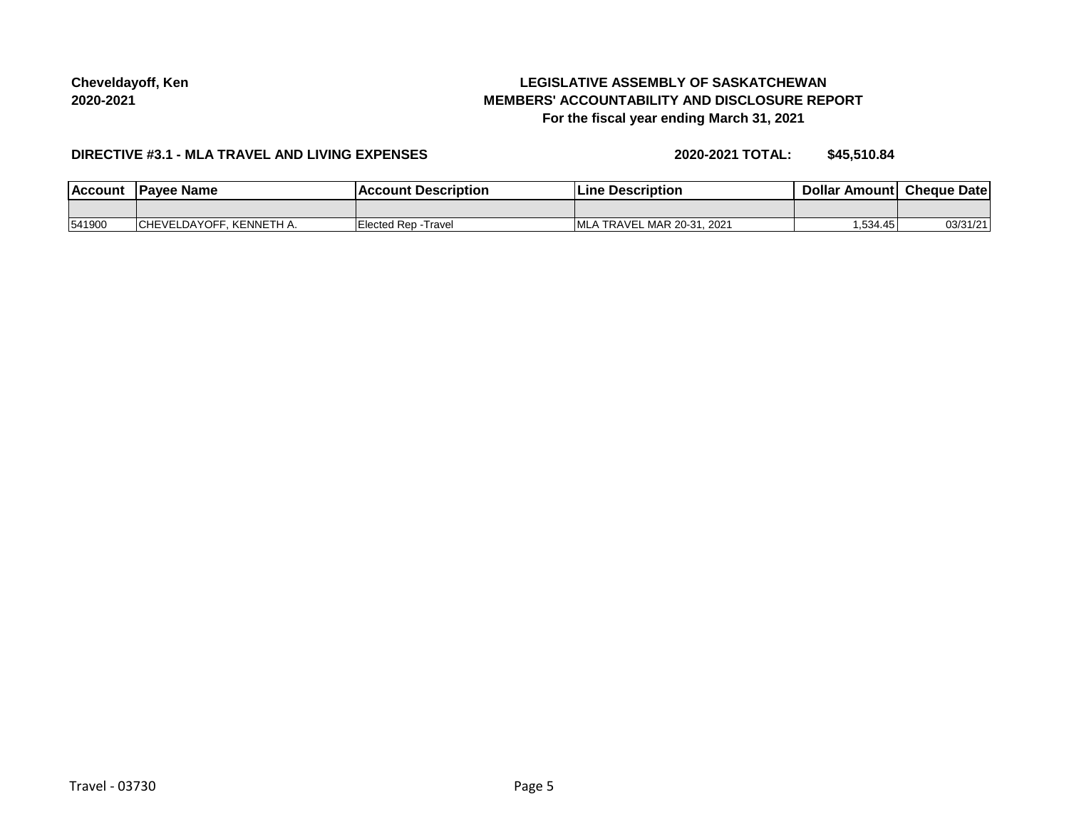**Cheveldayoff, Ken**
**2020-2021**

**LEGISLATIVE ASSEMBLY OF SASKATCHEWAN**
**MEMBERS' ACCOUNTABILITY AND DISCLOSURE REPORT**
**For the fiscal year ending March 31, 2021**

**DIRECTIVE #3.1 - MLA TRAVEL AND LIVING EXPENSES** **2020-2021 TOTAL: $45,510.84**

| Account | Payee Name | Account Description | Line Description | Dollar Amount | Cheque Date |
|---|---|---|---|---|---|
| | | | | | |
| 541900 | CHEVELDAYOFF, KENNETH A. | Elected Rep -Travel | MLA TRAVEL MAR 20-31, 2021 | 1,534.45 | 03/31/21 |

Travel - 03730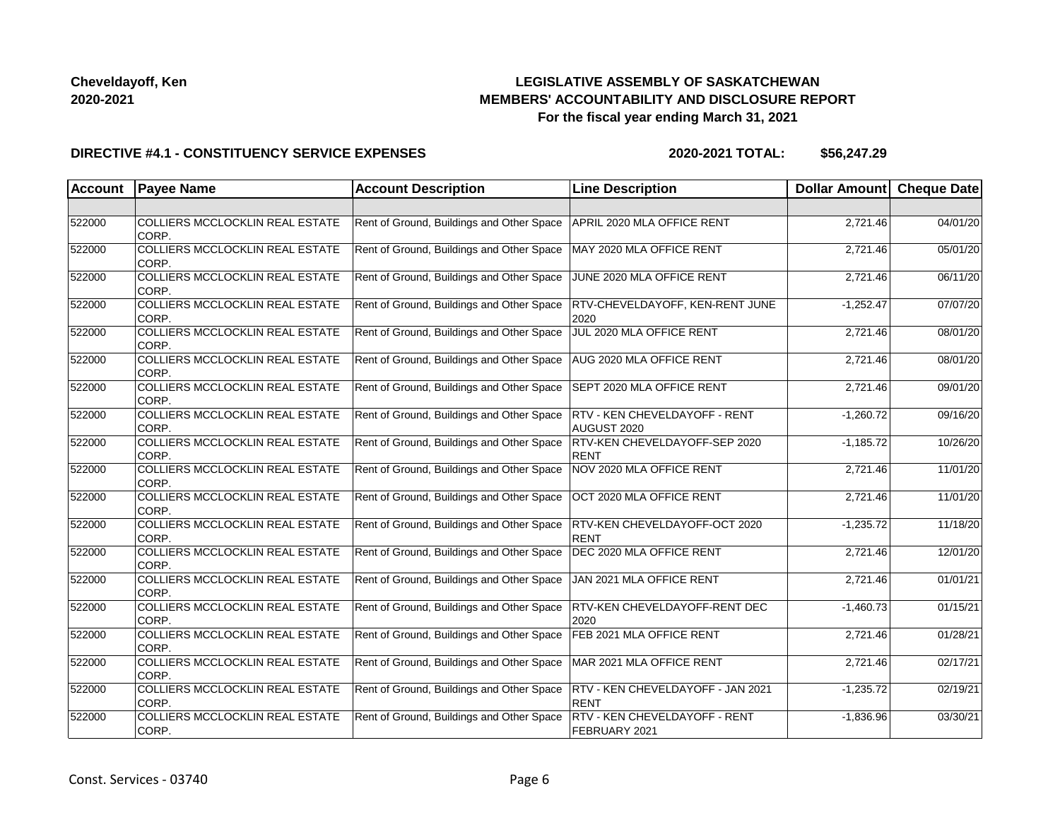**Cheveldayoff, Ken**
**2020-2021**

# LEGISLATIVE ASSEMBLY OF SASKATCHEWAN
## MEMBERS' ACCOUNTABILITY AND DISCLOSURE REPORT
### For the fiscal year ending March 31, 2021

**DIRECTIVE #4.1 - CONSTITUENCY SERVICE EXPENSES** **2020-2021 TOTAL: $56,247.29**

| Account | Payee Name | Account Description | Line Description | Dollar Amount | Cheque Date |
|---|---|---|---|---|---|
| | | | | | |
| 522000 | COLLIERS MCCLOCKLIN REAL ESTATE CORP. | Rent of Ground, Buildings and Other Space | APRIL 2020 MLA OFFICE RENT | 2,721.46 | 04/01/20 |
| 522000 | COLLIERS MCCLOCKLIN REAL ESTATE CORP. | Rent of Ground, Buildings and Other Space | MAY 2020 MLA OFFICE RENT | 2,721.46 | 05/01/20 |
| 522000 | COLLIERS MCCLOCKLIN REAL ESTATE CORP. | Rent of Ground, Buildings and Other Space | JUNE 2020 MLA OFFICE RENT | 2,721.46 | 06/11/20 |
| 522000 | COLLIERS MCCLOCKLIN REAL ESTATE CORP. | Rent of Ground, Buildings and Other Space | RTV-CHEVELDAYOFF, KEN-RENT JUNE 2020 | -1,252.47 | 07/07/20 |
| 522000 | COLLIERS MCCLOCKLIN REAL ESTATE CORP. | Rent of Ground, Buildings and Other Space | JUL 2020 MLA OFFICE RENT | 2,721.46 | 08/01/20 |
| 522000 | COLLIERS MCCLOCKLIN REAL ESTATE CORP. | Rent of Ground, Buildings and Other Space | AUG 2020 MLA OFFICE RENT | 2,721.46 | 08/01/20 |
| 522000 | COLLIERS MCCLOCKLIN REAL ESTATE CORP. | Rent of Ground, Buildings and Other Space | SEPT 2020 MLA OFFICE RENT | 2,721.46 | 09/01/20 |
| 522000 | COLLIERS MCCLOCKLIN REAL ESTATE CORP. | Rent of Ground, Buildings and Other Space | RTV - KEN CHEVELDAYOFF - RENT AUGUST 2020 | -1,260.72 | 09/16/20 |
| 522000 | COLLIERS MCCLOCKLIN REAL ESTATE CORP. | Rent of Ground, Buildings and Other Space | RTV-KEN CHEVELDAYOFF-SEP 2020 RENT | -1,185.72 | 10/26/20 |
| 522000 | COLLIERS MCCLOCKLIN REAL ESTATE CORP. | Rent of Ground, Buildings and Other Space | NOV 2020 MLA OFFICE RENT | 2,721.46 | 11/01/20 |
| 522000 | COLLIERS MCCLOCKLIN REAL ESTATE CORP. | Rent of Ground, Buildings and Other Space | OCT 2020 MLA OFFICE RENT | 2,721.46 | 11/01/20 |
| 522000 | COLLIERS MCCLOCKLIN REAL ESTATE CORP. | Rent of Ground, Buildings and Other Space | RTV-KEN CHEVELDAYOFF-OCT 2020 RENT | -1,235.72 | 11/18/20 |
| 522000 | COLLIERS MCCLOCKLIN REAL ESTATE CORP. | Rent of Ground, Buildings and Other Space | DEC 2020 MLA OFFICE RENT | 2,721.46 | 12/01/20 |
| 522000 | COLLIERS MCCLOCKLIN REAL ESTATE CORP. | Rent of Ground, Buildings and Other Space | JAN 2021 MLA OFFICE RENT | 2,721.46 | 01/01/21 |
| 522000 | COLLIERS MCCLOCKLIN REAL ESTATE CORP. | Rent of Ground, Buildings and Other Space | RTV-KEN CHEVELDAYOFF-RENT DEC 2020 | -1,460.73 | 01/15/21 |
| 522000 | COLLIERS MCCLOCKLIN REAL ESTATE CORP. | Rent of Ground, Buildings and Other Space | FEB 2021 MLA OFFICE RENT | 2,721.46 | 01/28/21 |
| 522000 | COLLIERS MCCLOCKLIN REAL ESTATE CORP. | Rent of Ground, Buildings and Other Space | MAR 2021 MLA OFFICE RENT | 2,721.46 | 02/17/21 |
| 522000 | COLLIERS MCCLOCKLIN REAL ESTATE CORP. | Rent of Ground, Buildings and Other Space | RTV - KEN CHEVELDAYOFF - JAN 2021 RENT | -1,235.72 | 02/19/21 |
| 522000 | COLLIERS MCCLOCKLIN REAL ESTATE CORP. | Rent of Ground, Buildings and Other Space | RTV - KEN CHEVELDAYOFF - RENT FEBRUARY 2021 | -1,836.96 | 03/30/21 |

Const. Services - 03740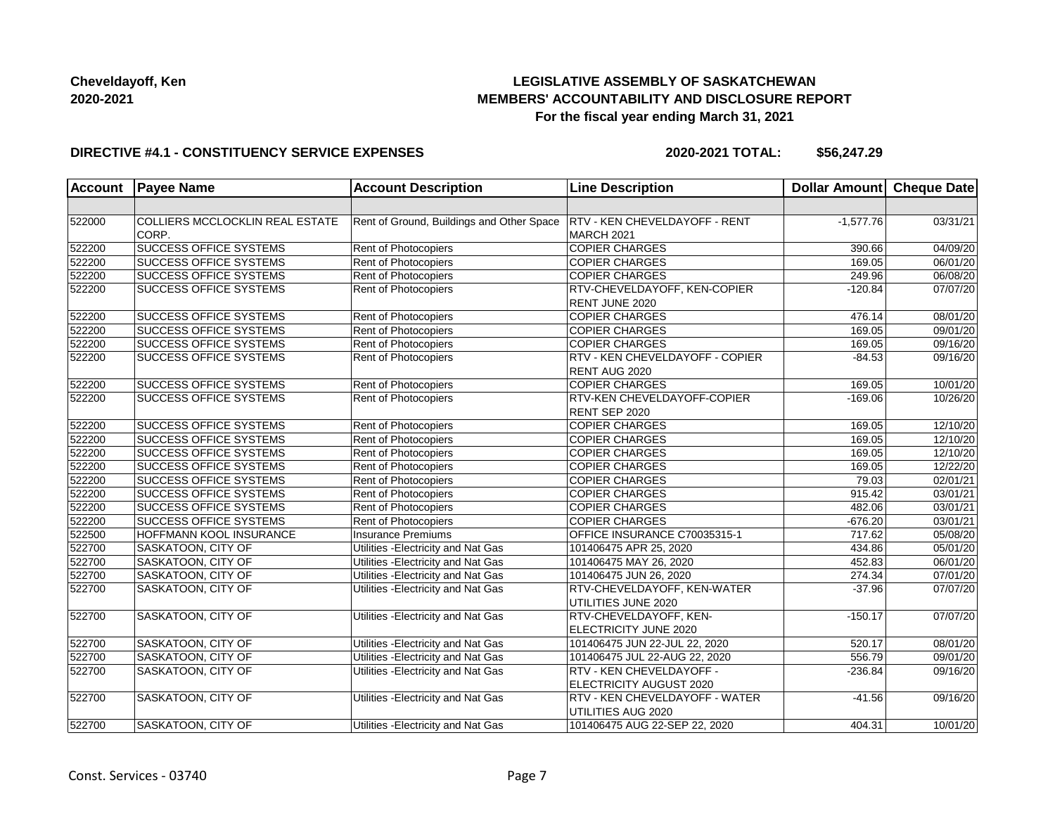**Cheveldayoff, Ken**
**2020-2021**

**LEGISLATIVE ASSEMBLY OF SASKATCHEWAN**
**MEMBERS' ACCOUNTABILITY AND DISCLOSURE REPORT**
**For the fiscal year ending March 31, 2021**

**DIRECTIVE #4.1 - CONSTITUENCY SERVICE EXPENSES** **2020-2021 TOTAL: $56,247.29**

| Account | Payee Name | Account Description | Line Description | Dollar Amount | Cheque Date |
|---|---|---|---|---|---|
| | | | | | |
| 522000 | COLLIERS MCCLOCKLIN REAL ESTATE CORP. | Rent of Ground, Buildings and Other Space | RTV - KEN CHEVELDAYOFF - RENT MARCH 2021 | -1,577.76 | 03/31/21 |
| 522200 | SUCCESS OFFICE SYSTEMS | Rent of Photocopiers | COPIER CHARGES | 390.66 | 04/09/20 |
| 522200 | SUCCESS OFFICE SYSTEMS | Rent of Photocopiers | COPIER CHARGES | 169.05 | 06/01/20 |
| 522200 | SUCCESS OFFICE SYSTEMS | Rent of Photocopiers | COPIER CHARGES | 249.96 | 06/08/20 |
| 522200 | SUCCESS OFFICE SYSTEMS | Rent of Photocopiers | RTV-CHEVELDAYOFF, KEN-COPIER RENT JUNE 2020 | -120.84 | 07/07/20 |
| 522200 | SUCCESS OFFICE SYSTEMS | Rent of Photocopiers | COPIER CHARGES | 476.14 | 08/01/20 |
| 522200 | SUCCESS OFFICE SYSTEMS | Rent of Photocopiers | COPIER CHARGES | 169.05 | 09/01/20 |
| 522200 | SUCCESS OFFICE SYSTEMS | Rent of Photocopiers | COPIER CHARGES | 169.05 | 09/16/20 |
| 522200 | SUCCESS OFFICE SYSTEMS | Rent of Photocopiers | RTV - KEN CHEVELDAYOFF - COPIER RENT AUG 2020 | -84.53 | 09/16/20 |
| 522200 | SUCCESS OFFICE SYSTEMS | Rent of Photocopiers | COPIER CHARGES | 169.05 | 10/01/20 |
| 522200 | SUCCESS OFFICE SYSTEMS | Rent of Photocopiers | RTV-KEN CHEVELDAYOFF-COPIER RENT SEP 2020 | -169.06 | 10/26/20 |
| 522200 | SUCCESS OFFICE SYSTEMS | Rent of Photocopiers | COPIER CHARGES | 169.05 | 12/10/20 |
| 522200 | SUCCESS OFFICE SYSTEMS | Rent of Photocopiers | COPIER CHARGES | 169.05 | 12/10/20 |
| 522200 | SUCCESS OFFICE SYSTEMS | Rent of Photocopiers | COPIER CHARGES | 169.05 | 12/10/20 |
| 522200 | SUCCESS OFFICE SYSTEMS | Rent of Photocopiers | COPIER CHARGES | 169.05 | 12/22/20 |
| 522200 | SUCCESS OFFICE SYSTEMS | Rent of Photocopiers | COPIER CHARGES | 79.03 | 02/01/21 |
| 522200 | SUCCESS OFFICE SYSTEMS | Rent of Photocopiers | COPIER CHARGES | 915.42 | 03/01/21 |
| 522200 | SUCCESS OFFICE SYSTEMS | Rent of Photocopiers | COPIER CHARGES | 482.06 | 03/01/21 |
| 522200 | SUCCESS OFFICE SYSTEMS | Rent of Photocopiers | COPIER CHARGES | -676.20 | 03/01/21 |
| 522500 | HOFFMANN KOOL INSURANCE | Insurance Premiums | OFFICE INSURANCE C70035315-1 | 717.62 | 05/08/20 |
| 522700 | SASKATOON, CITY OF | Utilities -Electricity and Nat Gas | 101406475 APR 25, 2020 | 434.86 | 05/01/20 |
| 522700 | SASKATOON, CITY OF | Utilities -Electricity and Nat Gas | 101406475 MAY 26, 2020 | 452.83 | 06/01/20 |
| 522700 | SASKATOON, CITY OF | Utilities -Electricity and Nat Gas | 101406475 JUN 26, 2020 | 274.34 | 07/01/20 |
| 522700 | SASKATOON, CITY OF | Utilities -Electricity and Nat Gas | RTV-CHEVELDAYOFF, KEN-WATER UTILITIES JUNE 2020 | -37.96 | 07/07/20 |
| 522700 | SASKATOON, CITY OF | Utilities -Electricity and Nat Gas | RTV-CHEVELDAYOFF, KEN-ELECTRICITY JUNE 2020 | -150.17 | 07/07/20 |
| 522700 | SASKATOON, CITY OF | Utilities -Electricity and Nat Gas | 101406475 JUN 22-JUL 22, 2020 | 520.17 | 08/01/20 |
| 522700 | SASKATOON, CITY OF | Utilities -Electricity and Nat Gas | 101406475 JUL 22-AUG 22, 2020 | 556.79 | 09/01/20 |
| 522700 | SASKATOON, CITY OF | Utilities -Electricity and Nat Gas | RTV - KEN CHEVELDAYOFF - ELECTRICITY AUGUST 2020 | -236.84 | 09/16/20 |
| 522700 | SASKATOON, CITY OF | Utilities -Electricity and Nat Gas | RTV - KEN CHEVELDAYOFF - WATER UTILITIES AUG 2020 | -41.56 | 09/16/20 |
| 522700 | SASKATOON, CITY OF | Utilities -Electricity and Nat Gas | 101406475 AUG 22-SEP 22, 2020 | 404.31 | 10/01/20 |

Const. Services - 03740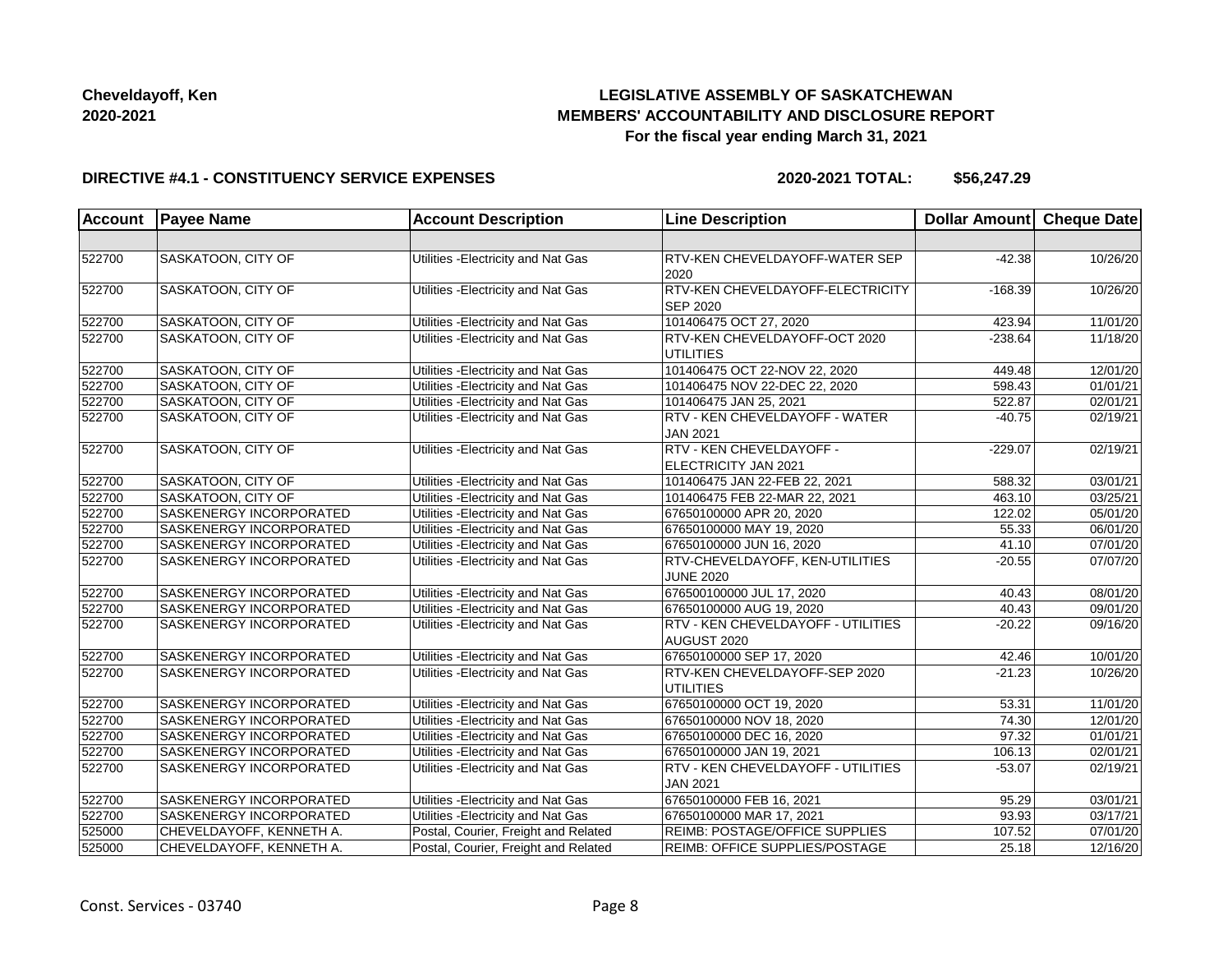**Cheveldayoff, Ken**
**2020-2021**

# LEGISLATIVE ASSEMBLY OF SASKATCHEWAN
## MEMBERS' ACCOUNTABILITY AND DISCLOSURE REPORT
### For the fiscal year ending March 31, 2021

**DIRECTIVE #4.1 - CONSTITUENCY SERVICE EXPENSES** **2020-2021 TOTAL: $56,247.29**

| Account | Payee Name | Account Description | Line Description | Dollar Amount | Cheque Date |
|---|---|---|---|---|---|
| | | | | | |
| 522700 | SASKATOON, CITY OF | Utilities -Electricity and Nat Gas | RTV-KEN CHEVELDAYOFF-WATER SEP 2020 | -42.38 | 10/26/20 |
| 522700 | SASKATOON, CITY OF | Utilities -Electricity and Nat Gas | RTV-KEN CHEVELDAYOFF-ELECTRICITY SEP 2020 | -168.39 | 10/26/20 |
| 522700 | SASKATOON, CITY OF | Utilities -Electricity and Nat Gas | 101406475 OCT 27, 2020 | 423.94 | 11/01/20 |
| 522700 | SASKATOON, CITY OF | Utilities -Electricity and Nat Gas | RTV-KEN CHEVELDAYOFF-OCT 2020 UTILITIES | -238.64 | 11/18/20 |
| 522700 | SASKATOON, CITY OF | Utilities -Electricity and Nat Gas | 101406475 OCT 22-NOV 22, 2020 | 449.48 | 12/01/20 |
| 522700 | SASKATOON, CITY OF | Utilities -Electricity and Nat Gas | 101406475 NOV 22-DEC 22, 2020 | 598.43 | 01/01/21 |
| 522700 | SASKATOON, CITY OF | Utilities -Electricity and Nat Gas | 101406475 JAN 25, 2021 | 522.87 | 02/01/21 |
| 522700 | SASKATOON, CITY OF | Utilities -Electricity and Nat Gas | RTV - KEN CHEVELDAYOFF - WATER JAN 2021 | -40.75 | 02/19/21 |
| 522700 | SASKATOON, CITY OF | Utilities -Electricity and Nat Gas | RTV - KEN CHEVELDAYOFF - ELECTRICITY JAN 2021 | -229.07 | 02/19/21 |
| 522700 | SASKATOON, CITY OF | Utilities -Electricity and Nat Gas | 101406475 JAN 22-FEB 22, 2021 | 588.32 | 03/01/21 |
| 522700 | SASKATOON, CITY OF | Utilities -Electricity and Nat Gas | 101406475 FEB 22-MAR 22, 2021 | 463.10 | 03/25/21 |
| 522700 | SASKENERGY INCORPORATED | Utilities -Electricity and Nat Gas | 67650100000 APR 20, 2020 | 122.02 | 05/01/20 |
| 522700 | SASKENERGY INCORPORATED | Utilities -Electricity and Nat Gas | 67650100000 MAY 19, 2020 | 55.33 | 06/01/20 |
| 522700 | SASKENERGY INCORPORATED | Utilities -Electricity and Nat Gas | 67650100000 JUN 16, 2020 | 41.10 | 07/01/20 |
| 522700 | SASKENERGY INCORPORATED | Utilities -Electricity and Nat Gas | RTV-CHEVELDAYOFF, KEN-UTILITIES JUNE 2020 | -20.55 | 07/07/20 |
| 522700 | SASKENERGY INCORPORATED | Utilities -Electricity and Nat Gas | 676500100000 JUL 17, 2020 | 40.43 | 08/01/20 |
| 522700 | SASKENERGY INCORPORATED | Utilities -Electricity and Nat Gas | 67650100000 AUG 19, 2020 | 40.43 | 09/01/20 |
| 522700 | SASKENERGY INCORPORATED | Utilities -Electricity and Nat Gas | RTV - KEN CHEVELDAYOFF - UTILITIES AUGUST 2020 | -20.22 | 09/16/20 |
| 522700 | SASKENERGY INCORPORATED | Utilities -Electricity and Nat Gas | 67650100000 SEP 17, 2020 | 42.46 | 10/01/20 |
| 522700 | SASKENERGY INCORPORATED | Utilities -Electricity and Nat Gas | RTV-KEN CHEVELDAYOFF-SEP 2020 UTILITIES | -21.23 | 10/26/20 |
| 522700 | SASKENERGY INCORPORATED | Utilities -Electricity and Nat Gas | 67650100000 OCT 19, 2020 | 53.31 | 11/01/20 |
| 522700 | SASKENERGY INCORPORATED | Utilities -Electricity and Nat Gas | 67650100000 NOV 18, 2020 | 74.30 | 12/01/20 |
| 522700 | SASKENERGY INCORPORATED | Utilities -Electricity and Nat Gas | 67650100000 DEC 16, 2020 | 97.32 | 01/01/21 |
| 522700 | SASKENERGY INCORPORATED | Utilities -Electricity and Nat Gas | 67650100000 JAN 19, 2021 | 106.13 | 02/01/21 |
| 522700 | SASKENERGY INCORPORATED | Utilities -Electricity and Nat Gas | RTV - KEN CHEVELDAYOFF - UTILITIES JAN 2021 | -53.07 | 02/19/21 |
| 522700 | SASKENERGY INCORPORATED | Utilities -Electricity and Nat Gas | 67650100000 FEB 16, 2021 | 95.29 | 03/01/21 |
| 522700 | SASKENERGY INCORPORATED | Utilities -Electricity and Nat Gas | 67650100000 MAR 17, 2021 | 93.93 | 03/17/21 |
| 525000 | CHEVELDAYOFF, KENNETH A. | Postal, Courier, Freight and Related | REIMB: POSTAGE/OFFICE SUPPLIES | 107.52 | 07/01/20 |
| 525000 | CHEVELDAYOFF, KENNETH A. | Postal, Courier, Freight and Related | REIMB: OFFICE SUPPLIES/POSTAGE | 25.18 | 12/16/20 |

Const. Services - 03740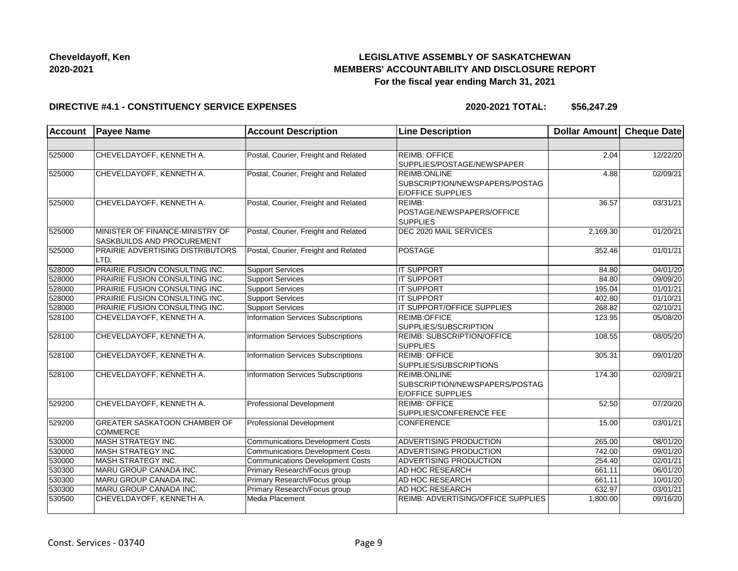**Cheveldayoff, Ken**
**2020-2021**

# LEGISLATIVE ASSEMBLY OF SASKATCHEWAN
## MEMBERS' ACCOUNTABILITY AND DISCLOSURE REPORT
### For the fiscal year ending March 31, 2021

**DIRECTIVE #4.1 - CONSTITUENCY SERVICE EXPENSES** **2020-2021 TOTAL: $56,247.29**

| Account | Payee Name | Account Description | Line Description | Dollar Amount | Cheque Date |
|---|---|---|---|---|---|
| | | | | | |
| 525000 | CHEVELDAYOFF, KENNETH A. | Postal, Courier, Freight and Related | REIMB: OFFICE SUPPLIES/POSTAGE/NEWSPAPER | 2.04 | 12/22/20 |
| 525000 | CHEVELDAYOFF, KENNETH A. | Postal, Courier, Freight and Related | REIMB:ONLINE SUBSCRIPTION/NEWSPAPERS/POSTAGE/OFFICE SUPPLIES | 4.88 | 02/09/21 |
| 525000 | CHEVELDAYOFF, KENNETH A. | Postal, Courier, Freight and Related | REIMB: POSTAGE/NEWSPAPERS/OFFICE SUPPLIES | 36.57 | 03/31/21 |
| 525000 | MINISTER OF FINANCE-MINISTRY OF SASKBUILDS AND PROCUREMENT | Postal, Courier, Freight and Related | DEC 2020 MAIL SERVICES | 2,169.30 | 01/20/21 |
| 525000 | PRAIRIE ADVERTISING DISTRIBUTORS LTD. | Postal, Courier, Freight and Related | POSTAGE | 352.46 | 01/01/21 |
| 528000 | PRAIRIE FUSION CONSULTING INC. | Support Services | IT SUPPORT | 84.80 | 04/01/20 |
| 528000 | PRAIRIE FUSION CONSULTING INC. | Support Services | IT SUPPORT | 84.80 | 09/09/20 |
| 528000 | PRAIRIE FUSION CONSULTING INC. | Support Services | IT SUPPORT | 195.04 | 01/01/21 |
| 528000 | PRAIRIE FUSION CONSULTING INC. | Support Services | IT SUPPORT | 402.80 | 01/10/21 |
| 528000 | PRAIRIE FUSION CONSULTING INC. | Support Services | IT SUPPORT/OFFICE SUPPLIES | 268.82 | 02/10/21 |
| 528100 | CHEVELDAYOFF, KENNETH A. | Information Services Subscriptions | REIMB:OFFICE SUPPLIES/SUBSCRIPTION | 123.95 | 05/08/20 |
| 528100 | CHEVELDAYOFF, KENNETH A. | Information Services Subscriptions | REIMB: SUBSCRIPTION/OFFICE SUPPLIES | 108.55 | 08/05/20 |
| 528100 | CHEVELDAYOFF, KENNETH A. | Information Services Subscriptions | REIMB: OFFICE SUPPLIES/SUBSCRIPTIONS | 305.31 | 09/01/20 |
| 528100 | CHEVELDAYOFF, KENNETH A. | Information Services Subscriptions | REIMB:ONLINE SUBSCRIPTION/NEWSPAPERS/POSTAGE/OFFICE SUPPLIES | 174.30 | 02/09/21 |
| 529200 | CHEVELDAYOFF, KENNETH A. | Professional Development | REIMB: OFFICE SUPPLIES/CONFERENCE FEE | 52.50 | 07/20/20 |
| 529200 | GREATER SASKATOON CHAMBER OF COMMERCE | Professional Development | CONFERENCE | 15.00 | 03/01/21 |
| 530000 | MASH STRATEGY INC. | Communications Development Costs | ADVERTISING PRODUCTION | 265.00 | 08/01/20 |
| 530000 | MASH STRATEGY INC. | Communications Development Costs | ADVERTISING PRODUCTION | 742.00 | 09/01/20 |
| 530000 | MASH STRATEGY INC. | Communications Development Costs | ADVERTISING PRODUCTION | 254.40 | 02/01/21 |
| 530300 | MARU GROUP CANADA INC. | Primary Research/Focus group | AD HOC RESEARCH | 661.11 | 06/01/20 |
| 530300 | MARU GROUP CANADA INC. | Primary Research/Focus group | AD HOC RESEARCH | 661.11 | 10/01/20 |
| 530300 | MARU GROUP CANADA INC. | Primary Research/Focus group | AD HOC RESEARCH | 632.97 | 03/01/21 |
| 530500 | CHEVELDAYOFF, KENNETH A. | Media Placement | REIMB: ADVERTISING/OFFICE SUPPLIES | 1,800.00 | 09/16/20 |

Const. Services - 03740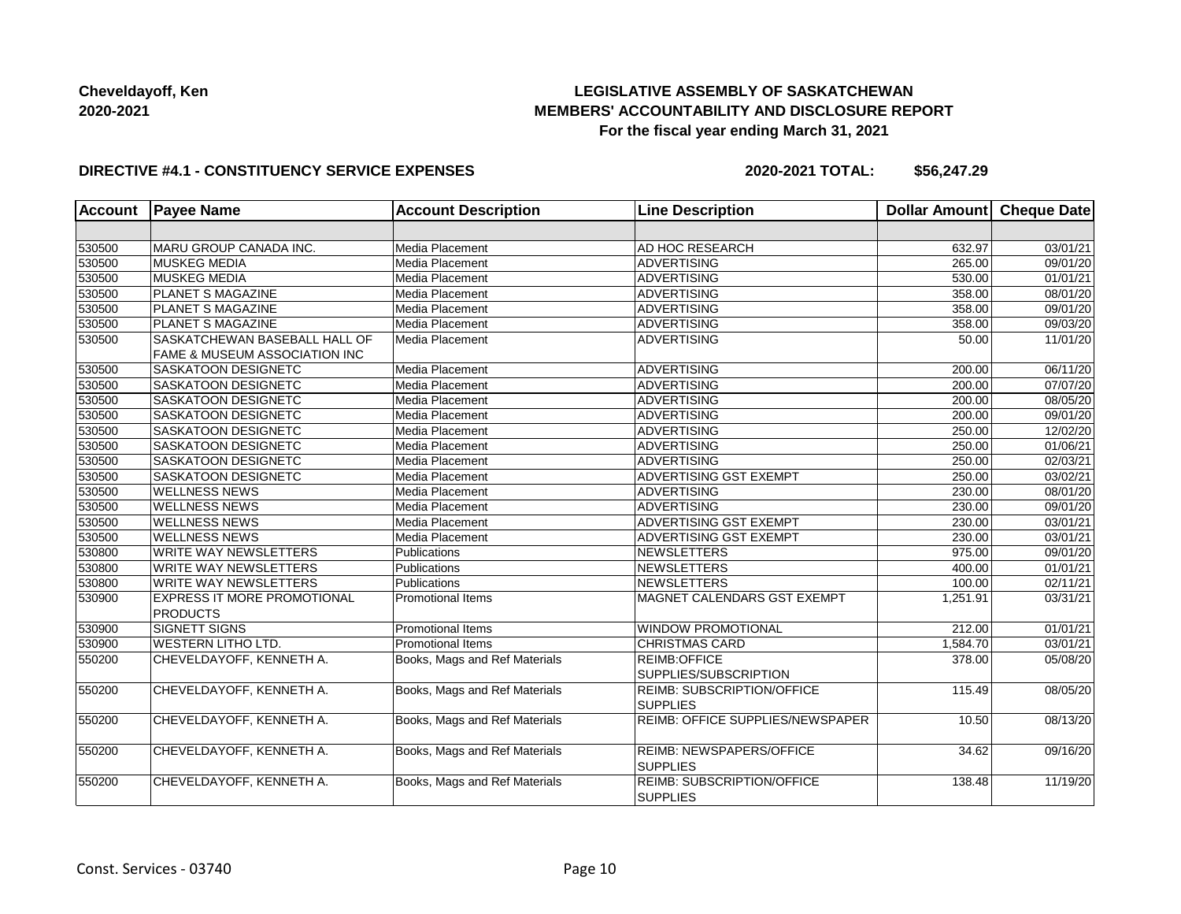**Cheveldayoff, Ken**
**2020-2021**

**LEGISLATIVE ASSEMBLY OF SASKATCHEWAN**
**MEMBERS' ACCOUNTABILITY AND DISCLOSURE REPORT**
**For the fiscal year ending March 31, 2021**

**DIRECTIVE #4.1 - CONSTITUENCY SERVICE EXPENSES** **2020-2021 TOTAL: $56,247.29**

| Account | Payee Name | Account Description | Line Description | Dollar Amount | Cheque Date |
|---|---|---|---|---|---|
| | | | | | |
| 530500 | MARU GROUP CANADA INC. | Media Placement | AD HOC RESEARCH | 632.97 | 03/01/21 |
| 530500 | MUSKEG MEDIA | Media Placement | ADVERTISING | 265.00 | 09/01/20 |
| 530500 | MUSKEG MEDIA | Media Placement | ADVERTISING | 530.00 | 01/01/21 |
| 530500 | PLANET S MAGAZINE | Media Placement | ADVERTISING | 358.00 | 08/01/20 |
| 530500 | PLANET S MAGAZINE | Media Placement | ADVERTISING | 358.00 | 09/01/20 |
| 530500 | PLANET S MAGAZINE | Media Placement | ADVERTISING | 358.00 | 09/03/20 |
| 530500 | SASKATCHEWAN BASEBALL HALL OF FAME & MUSEUM ASSOCIATION INC | Media Placement | ADVERTISING | 50.00 | 11/01/20 |
| 530500 | SASKATOON DESIGNETC | Media Placement | ADVERTISING | 200.00 | 06/11/20 |
| 530500 | SASKATOON DESIGNETC | Media Placement | ADVERTISING | 200.00 | 07/07/20 |
| 530500 | SASKATOON DESIGNETC | Media Placement | ADVERTISING | 200.00 | 08/05/20 |
| 530500 | SASKATOON DESIGNETC | Media Placement | ADVERTISING | 200.00 | 09/01/20 |
| 530500 | SASKATOON DESIGNETC | Media Placement | ADVERTISING | 250.00 | 12/02/20 |
| 530500 | SASKATOON DESIGNETC | Media Placement | ADVERTISING | 250.00 | 01/06/21 |
| 530500 | SASKATOON DESIGNETC | Media Placement | ADVERTISING | 250.00 | 02/03/21 |
| 530500 | SASKATOON DESIGNETC | Media Placement | ADVERTISING GST EXEMPT | 250.00 | 03/02/21 |
| 530500 | WELLNESS NEWS | Media Placement | ADVERTISING | 230.00 | 08/01/20 |
| 530500 | WELLNESS NEWS | Media Placement | ADVERTISING | 230.00 | 09/01/20 |
| 530500 | WELLNESS NEWS | Media Placement | ADVERTISING GST EXEMPT | 230.00 | 03/01/21 |
| 530500 | WELLNESS NEWS | Media Placement | ADVERTISING GST EXEMPT | 230.00 | 03/01/21 |
| 530800 | WRITE WAY NEWSLETTERS | Publications | NEWSLETTERS | 975.00 | 09/01/20 |
| 530800 | WRITE WAY NEWSLETTERS | Publications | NEWSLETTERS | 400.00 | 01/01/21 |
| 530800 | WRITE WAY NEWSLETTERS | Publications | NEWSLETTERS | 100.00 | 02/11/21 |
| 530900 | EXPRESS IT MORE PROMOTIONAL PRODUCTS | Promotional Items | MAGNET CALENDARS GST EXEMPT | 1,251.91 | 03/31/21 |
| 530900 | SIGNETT SIGNS | Promotional Items | WINDOW PROMOTIONAL | 212.00 | 01/01/21 |
| 530900 | WESTERN LITHO LTD. | Promotional Items | CHRISTMAS CARD | 1,584.70 | 03/01/21 |
| 550200 | CHEVELDAYOFF, KENNETH A. | Books, Mags and Ref Materials | REIMB:OFFICE SUPPLIES/SUBSCRIPTION | 378.00 | 05/08/20 |
| 550200 | CHEVELDAYOFF, KENNETH A. | Books, Mags and Ref Materials | REIMB: SUBSCRIPTION/OFFICE SUPPLIES | 115.49 | 08/05/20 |
| 550200 | CHEVELDAYOFF, KENNETH A. | Books, Mags and Ref Materials | REIMB: OFFICE SUPPLIES/NEWSPAPER | 10.50 | 08/13/20 |
| 550200 | CHEVELDAYOFF, KENNETH A. | Books, Mags and Ref Materials | REIMB: NEWSPAPERS/OFFICE SUPPLIES | 34.62 | 09/16/20 |
| 550200 | CHEVELDAYOFF, KENNETH A. | Books, Mags and Ref Materials | REIMB: SUBSCRIPTION/OFFICE SUPPLIES | 138.48 | 11/19/20 |

Const. Services - 03740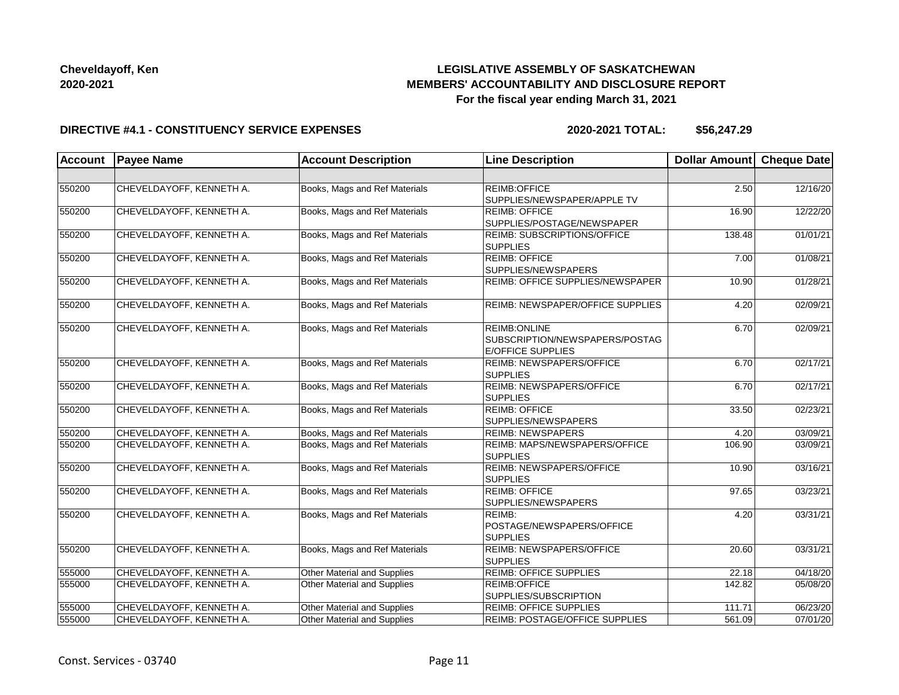**Cheveldayoff, Ken**
**2020-2021**

**LEGISLATIVE ASSEMBLY OF SASKATCHEWAN**
**MEMBERS' ACCOUNTABILITY AND DISCLOSURE REPORT**
**For the fiscal year ending March 31, 2021**

**DIRECTIVE #4.1 - CONSTITUENCY SERVICE EXPENSES** **2020-2021 TOTAL: $56,247.29**

| Account | Payee Name | Account Description | Line Description | Dollar Amount | Cheque Date |
|---|---|---|---|---|---|
| | | | | | |
| 550200 | CHEVELDAYOFF, KENNETH A. | Books, Mags and Ref Materials | REIMB:OFFICE SUPPLIES/NEWSPAPER/APPLE TV | 2.50 | 12/16/20 |
| 550200 | CHEVELDAYOFF, KENNETH A. | Books, Mags and Ref Materials | REIMB: OFFICE SUPPLIES/POSTAGE/NEWSPAPER | 16.90 | 12/22/20 |
| 550200 | CHEVELDAYOFF, KENNETH A. | Books, Mags and Ref Materials | REIMB: SUBSCRIPTIONS/OFFICE SUPPLIES | 138.48 | 01/01/21 |
| 550200 | CHEVELDAYOFF, KENNETH A. | Books, Mags and Ref Materials | REIMB: OFFICE SUPPLIES/NEWSPAPERS | 7.00 | 01/08/21 |
| 550200 | CHEVELDAYOFF, KENNETH A. | Books, Mags and Ref Materials | REIMB: OFFICE SUPPLIES/NEWSPAPER | 10.90 | 01/28/21 |
| 550200 | CHEVELDAYOFF, KENNETH A. | Books, Mags and Ref Materials | REIMB: NEWSPAPER/OFFICE SUPPLIES | 4.20 | 02/09/21 |
| 550200 | CHEVELDAYOFF, KENNETH A. | Books, Mags and Ref Materials | REIMB:ONLINE SUBSCRIPTION/NEWSPAPERS/POSTAGE/OFFICE SUPPLIES | 6.70 | 02/09/21 |
| 550200 | CHEVELDAYOFF, KENNETH A. | Books, Mags and Ref Materials | REIMB: NEWSPAPERS/OFFICE SUPPLIES | 6.70 | 02/17/21 |
| 550200 | CHEVELDAYOFF, KENNETH A. | Books, Mags and Ref Materials | REIMB: NEWSPAPERS/OFFICE SUPPLIES | 6.70 | 02/17/21 |
| 550200 | CHEVELDAYOFF, KENNETH A. | Books, Mags and Ref Materials | REIMB: OFFICE SUPPLIES/NEWSPAPERS | 33.50 | 02/23/21 |
| 550200 | CHEVELDAYOFF, KENNETH A. | Books, Mags and Ref Materials | REIMB: NEWSPAPERS | 4.20 | 03/09/21 |
| 550200 | CHEVELDAYOFF, KENNETH A. | Books, Mags and Ref Materials | REIMB: MAPS/NEWSPAPERS/OFFICE SUPPLIES | 106.90 | 03/09/21 |
| 550200 | CHEVELDAYOFF, KENNETH A. | Books, Mags and Ref Materials | REIMB: NEWSPAPERS/OFFICE SUPPLIES | 10.90 | 03/16/21 |
| 550200 | CHEVELDAYOFF, KENNETH A. | Books, Mags and Ref Materials | REIMB: OFFICE SUPPLIES/NEWSPAPERS | 97.65 | 03/23/21 |
| 550200 | CHEVELDAYOFF, KENNETH A. | Books, Mags and Ref Materials | REIMB: POSTAGE/NEWSPAPERS/OFFICE SUPPLIES | 4.20 | 03/31/21 |
| 550200 | CHEVELDAYOFF, KENNETH A. | Books, Mags and Ref Materials | REIMB: NEWSPAPERS/OFFICE SUPPLIES | 20.60 | 03/31/21 |
| 555000 | CHEVELDAYOFF, KENNETH A. | Other Material and Supplies | REIMB: OFFICE SUPPLIES | 22.18 | 04/18/20 |
| 555000 | CHEVELDAYOFF, KENNETH A. | Other Material and Supplies | REIMB:OFFICE SUPPLIES/SUBSCRIPTION | 142.82 | 05/08/20 |
| 555000 | CHEVELDAYOFF, KENNETH A. | Other Material and Supplies | REIMB: OFFICE SUPPLIES | 111.71 | 06/23/20 |
| 555000 | CHEVELDAYOFF, KENNETH A. | Other Material and Supplies | REIMB: POSTAGE/OFFICE SUPPLIES | 561.09 | 07/01/20 |

Const. Services - 03740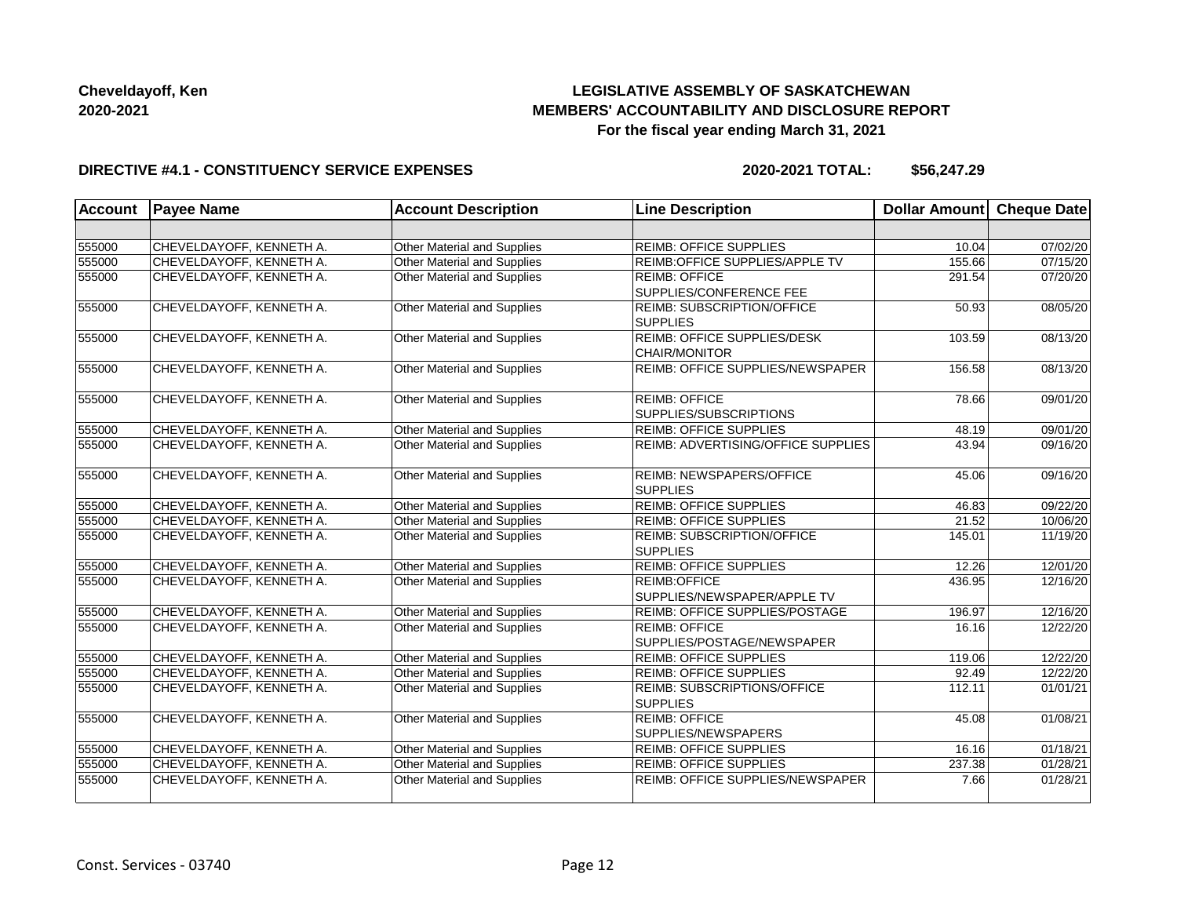**Cheveldayoff, Ken**
**2020-2021**

# LEGISLATIVE ASSEMBLY OF SASKATCHEWAN
## MEMBERS' ACCOUNTABILITY AND DISCLOSURE REPORT
### For the fiscal year ending March 31, 2021

**DIRECTIVE #4.1 - CONSTITUENCY SERVICE EXPENSES** **2020-2021 TOTAL: $56,247.29**

| Account | Payee Name | Account Description | Line Description | Dollar Amount | Cheque Date |
|---|---|---|---|---|---|
| | | | | | |
| 555000 | CHEVELDAYOFF, KENNETH A. | Other Material and Supplies | REIMB: OFFICE SUPPLIES | 10.04 | 07/02/20 |
| 555000 | CHEVELDAYOFF, KENNETH A. | Other Material and Supplies | REIMB:OFFICE SUPPLIES/APPLE TV | 155.66 | 07/15/20 |
| 555000 | CHEVELDAYOFF, KENNETH A. | Other Material and Supplies | REIMB: OFFICE SUPPLIES/CONFERENCE FEE | 291.54 | 07/20/20 |
| 555000 | CHEVELDAYOFF, KENNETH A. | Other Material and Supplies | REIMB: SUBSCRIPTION/OFFICE SUPPLIES | 50.93 | 08/05/20 |
| 555000 | CHEVELDAYOFF, KENNETH A. | Other Material and Supplies | REIMB: OFFICE SUPPLIES/DESK CHAIR/MONITOR | 103.59 | 08/13/20 |
| 555000 | CHEVELDAYOFF, KENNETH A. | Other Material and Supplies | REIMB: OFFICE SUPPLIES/NEWSPAPER | 156.58 | 08/13/20 |
| 555000 | CHEVELDAYOFF, KENNETH A. | Other Material and Supplies | REIMB: OFFICE SUPPLIES/SUBSCRIPTIONS | 78.66 | 09/01/20 |
| 555000 | CHEVELDAYOFF, KENNETH A. | Other Material and Supplies | REIMB: OFFICE SUPPLIES | 48.19 | 09/01/20 |
| 555000 | CHEVELDAYOFF, KENNETH A. | Other Material and Supplies | REIMB: ADVERTISING/OFFICE SUPPLIES | 43.94 | 09/16/20 |
| 555000 | CHEVELDAYOFF, KENNETH A. | Other Material and Supplies | REIMB: NEWSPAPERS/OFFICE SUPPLIES | 45.06 | 09/16/20 |
| 555000 | CHEVELDAYOFF, KENNETH A. | Other Material and Supplies | REIMB: OFFICE SUPPLIES | 46.83 | 09/22/20 |
| 555000 | CHEVELDAYOFF, KENNETH A. | Other Material and Supplies | REIMB: OFFICE SUPPLIES | 21.52 | 10/06/20 |
| 555000 | CHEVELDAYOFF, KENNETH A. | Other Material and Supplies | REIMB: SUBSCRIPTION/OFFICE SUPPLIES | 145.01 | 11/19/20 |
| 555000 | CHEVELDAYOFF, KENNETH A. | Other Material and Supplies | REIMB: OFFICE SUPPLIES | 12.26 | 12/01/20 |
| 555000 | CHEVELDAYOFF, KENNETH A. | Other Material and Supplies | REIMB:OFFICE SUPPLIES/NEWSPAPER/APPLE TV | 436.95 | 12/16/20 |
| 555000 | CHEVELDAYOFF, KENNETH A. | Other Material and Supplies | REIMB: OFFICE SUPPLIES/POSTAGE | 196.97 | 12/16/20 |
| 555000 | CHEVELDAYOFF, KENNETH A. | Other Material and Supplies | REIMB: OFFICE SUPPLIES/POSTAGE/NEWSPAPER | 16.16 | 12/22/20 |
| 555000 | CHEVELDAYOFF, KENNETH A. | Other Material and Supplies | REIMB: OFFICE SUPPLIES | 119.06 | 12/22/20 |
| 555000 | CHEVELDAYOFF, KENNETH A. | Other Material and Supplies | REIMB: OFFICE SUPPLIES | 92.49 | 12/22/20 |
| 555000 | CHEVELDAYOFF, KENNETH A. | Other Material and Supplies | REIMB: SUBSCRIPTIONS/OFFICE SUPPLIES | 112.11 | 01/01/21 |
| 555000 | CHEVELDAYOFF, KENNETH A. | Other Material and Supplies | REIMB: OFFICE SUPPLIES/NEWSPAPERS | 45.08 | 01/08/21 |
| 555000 | CHEVELDAYOFF, KENNETH A. | Other Material and Supplies | REIMB: OFFICE SUPPLIES | 16.16 | 01/18/21 |
| 555000 | CHEVELDAYOFF, KENNETH A. | Other Material and Supplies | REIMB: OFFICE SUPPLIES | 237.38 | 01/28/21 |
| 555000 | CHEVELDAYOFF, KENNETH A. | Other Material and Supplies | REIMB: OFFICE SUPPLIES/NEWSPAPER | 7.66 | 01/28/21 |

Const. Services - 03740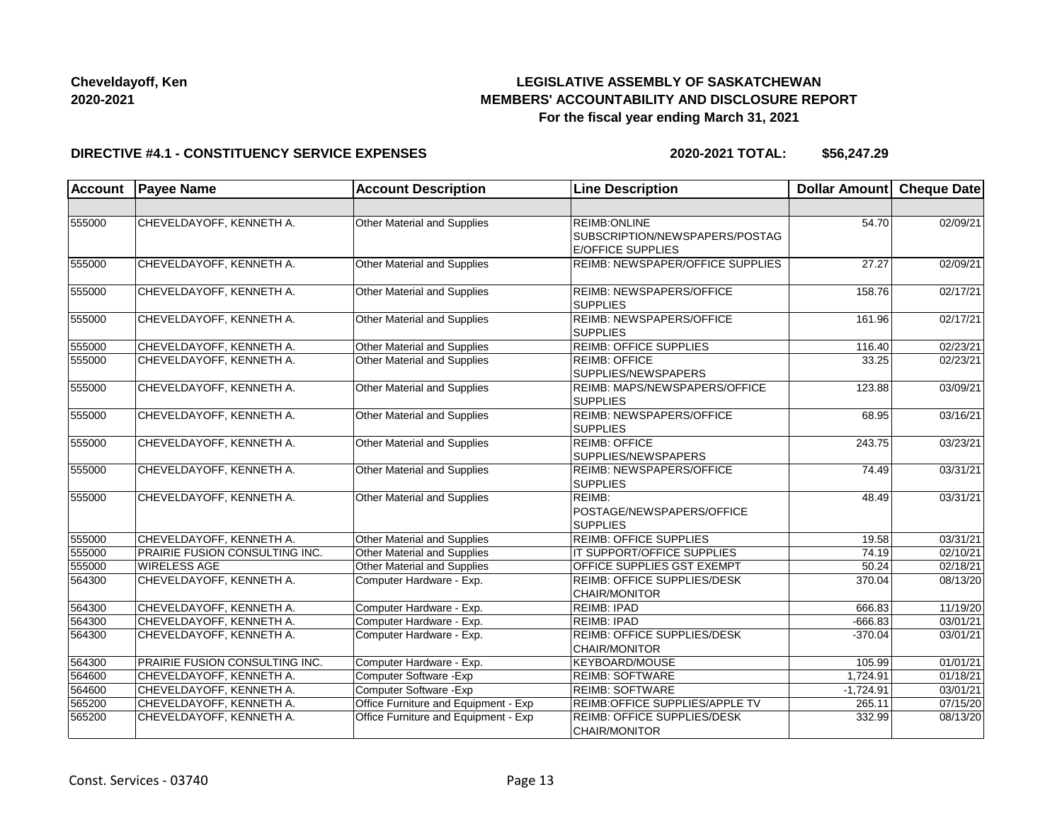**Cheveldayoff, Ken**
**2020-2021**

## LEGISLATIVE ASSEMBLY OF SASKATCHEWAN
## MEMBERS' ACCOUNTABILITY AND DISCLOSURE REPORT
### For the fiscal year ending March 31, 2021

**DIRECTIVE #4.1 - CONSTITUENCY SERVICE EXPENSES** **2020-2021 TOTAL: $56,247.29**

| Account | Payee Name | Account Description | Line Description | Dollar Amount | Cheque Date |
|---|---|---|---|---|---|
| | | | | | |
| 555000 | CHEVELDAYOFF, KENNETH A. | Other Material and Supplies | REIMB:ONLINE SUBSCRIPTION/NEWSPAPERS/POSTAGE/OFFICE SUPPLIES | 54.70 | 02/09/21 |
| 555000 | CHEVELDAYOFF, KENNETH A. | Other Material and Supplies | REIMB: NEWSPAPER/OFFICE SUPPLIES | 27.27 | 02/09/21 |
| 555000 | CHEVELDAYOFF, KENNETH A. | Other Material and Supplies | REIMB: NEWSPAPERS/OFFICE SUPPLIES | 158.76 | 02/17/21 |
| 555000 | CHEVELDAYOFF, KENNETH A. | Other Material and Supplies | REIMB: NEWSPAPERS/OFFICE SUPPLIES | 161.96 | 02/17/21 |
| 555000 | CHEVELDAYOFF, KENNETH A. | Other Material and Supplies | REIMB: OFFICE SUPPLIES | 116.40 | 02/23/21 |
| 555000 | CHEVELDAYOFF, KENNETH A. | Other Material and Supplies | REIMB: OFFICE SUPPLIES/NEWSPAPERS | 33.25 | 02/23/21 |
| 555000 | CHEVELDAYOFF, KENNETH A. | Other Material and Supplies | REIMB: MAPS/NEWSPAPERS/OFFICE SUPPLIES | 123.88 | 03/09/21 |
| 555000 | CHEVELDAYOFF, KENNETH A. | Other Material and Supplies | REIMB: NEWSPAPERS/OFFICE SUPPLIES | 68.95 | 03/16/21 |
| 555000 | CHEVELDAYOFF, KENNETH A. | Other Material and Supplies | REIMB: OFFICE SUPPLIES/NEWSPAPERS | 243.75 | 03/23/21 |
| 555000 | CHEVELDAYOFF, KENNETH A. | Other Material and Supplies | REIMB: NEWSPAPERS/OFFICE SUPPLIES | 74.49 | 03/31/21 |
| 555000 | CHEVELDAYOFF, KENNETH A. | Other Material and Supplies | REIMB: POSTAGE/NEWSPAPERS/OFFICE SUPPLIES | 48.49 | 03/31/21 |
| 555000 | CHEVELDAYOFF, KENNETH A. | Other Material and Supplies | REIMB: OFFICE SUPPLIES | 19.58 | 03/31/21 |
| 555000 | PRAIRIE FUSION CONSULTING INC. | Other Material and Supplies | IT SUPPORT/OFFICE SUPPLIES | 74.19 | 02/10/21 |
| 555000 | WIRELESS AGE | Other Material and Supplies | OFFICE SUPPLIES GST EXEMPT | 50.24 | 02/18/21 |
| 564300 | CHEVELDAYOFF, KENNETH A. | Computer Hardware - Exp. | REIMB: OFFICE SUPPLIES/DESK CHAIR/MONITOR | 370.04 | 08/13/20 |
| 564300 | CHEVELDAYOFF, KENNETH A. | Computer Hardware - Exp. | REIMB: IPAD | 666.83 | 11/19/20 |
| 564300 | CHEVELDAYOFF, KENNETH A. | Computer Hardware - Exp. | REIMB: IPAD | -666.83 | 03/01/21 |
| 564300 | CHEVELDAYOFF, KENNETH A. | Computer Hardware - Exp. | REIMB: OFFICE SUPPLIES/DESK CHAIR/MONITOR | -370.04 | 03/01/21 |
| 564300 | PRAIRIE FUSION CONSULTING INC. | Computer Hardware - Exp. | KEYBOARD/MOUSE | 105.99 | 01/01/21 |
| 564600 | CHEVELDAYOFF, KENNETH A. | Computer Software -Exp | REIMB: SOFTWARE | 1,724.91 | 01/18/21 |
| 564600 | CHEVELDAYOFF, KENNETH A. | Computer Software -Exp | REIMB: SOFTWARE | -1,724.91 | 03/01/21 |
| 565200 | CHEVELDAYOFF, KENNETH A. | Office Furniture and Equipment - Exp | REIMB:OFFICE SUPPLIES/APPLE TV | 265.11 | 07/15/20 |
| 565200 | CHEVELDAYOFF, KENNETH A. | Office Furniture and Equipment - Exp | REIMB: OFFICE SUPPLIES/DESK CHAIR/MONITOR | 332.99 | 08/13/20 |

Const. Services - 03740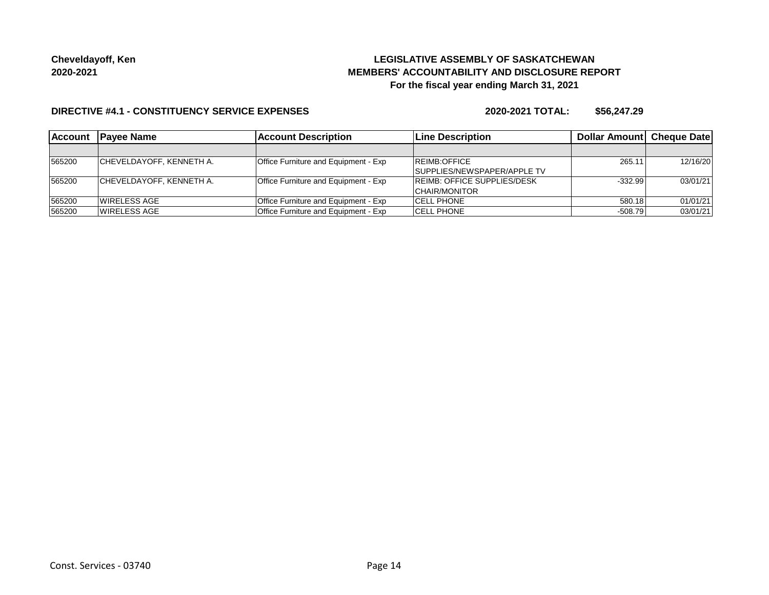**Cheveldayoff, Ken**
**2020-2021**

**LEGISLATIVE ASSEMBLY OF SASKATCHEWAN**
**MEMBERS' ACCOUNTABILITY AND DISCLOSURE REPORT**
**For the fiscal year ending March 31, 2021**

**DIRECTIVE #4.1 - CONSTITUENCY SERVICE EXPENSES** **2020-2021 TOTAL: $56,247.29**

| Account | Payee Name | Account Description | Line Description | Dollar Amount | Cheque Date |
|---|---|---|---|---|---|
| | | | | | |
| 565200 | CHEVELDAYOFF, KENNETH A. | Office Furniture and Equipment - Exp | REIMB:OFFICE SUPPLIES/NEWSPAPER/APPLE TV | 265.11 | 12/16/20 |
| 565200 | CHEVELDAYOFF, KENNETH A. | Office Furniture and Equipment - Exp | REIMB: OFFICE SUPPLIES/DESK CHAIR/MONITOR | -332.99 | 03/01/21 |
| 565200 | WIRELESS AGE | Office Furniture and Equipment - Exp | CELL PHONE | 580.18 | 01/01/21 |
| 565200 | WIRELESS AGE | Office Furniture and Equipment - Exp | CELL PHONE | -508.79 | 03/01/21 |

Const. Services - 03740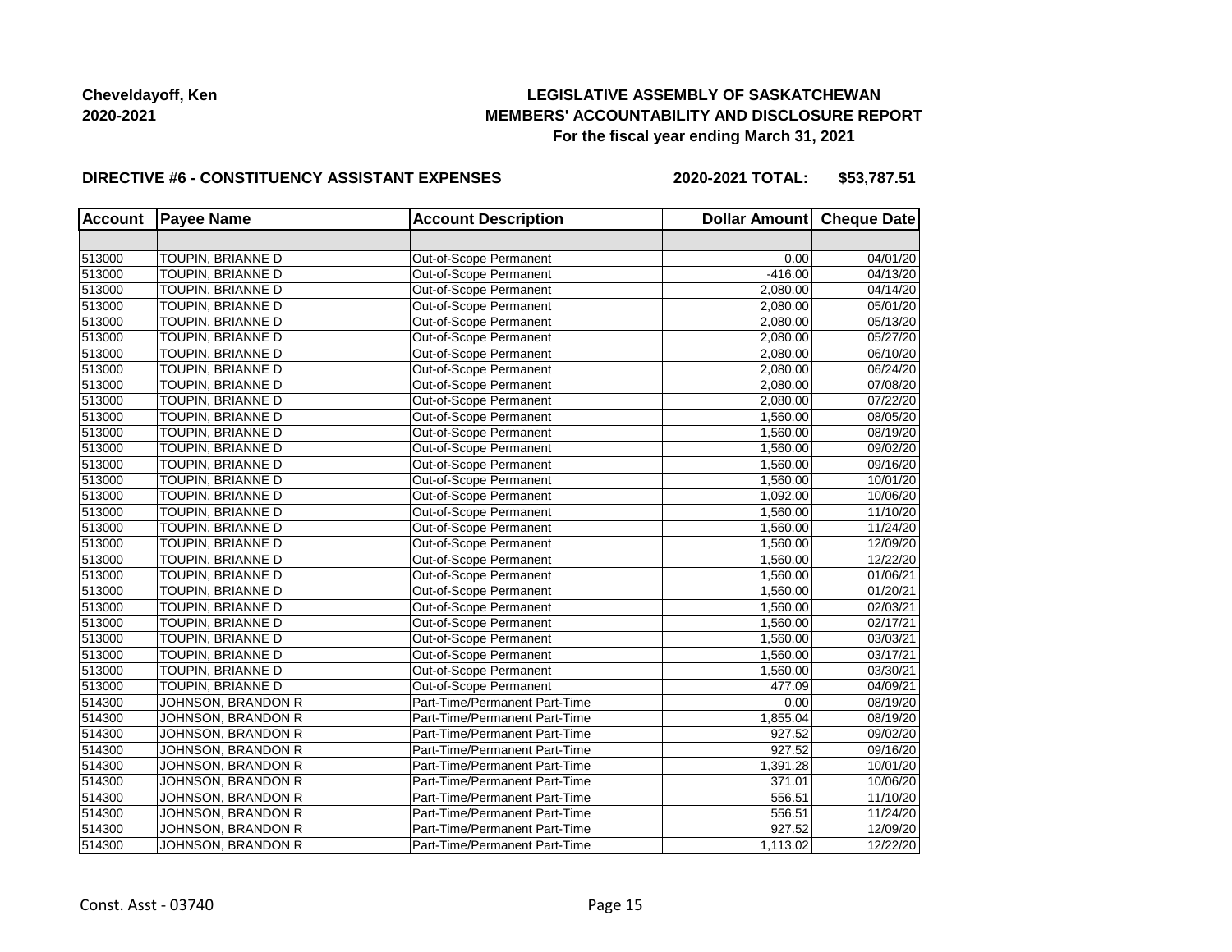**Cheveldayoff, Ken**
**2020-2021**

# LEGISLATIVE ASSEMBLY OF SASKATCHEWAN
## MEMBERS' ACCOUNTABILITY AND DISCLOSURE REPORT
### For the fiscal year ending March 31, 2021

**DIRECTIVE #6 - CONSTITUENCY ASSISTANT EXPENSES** **2020-2021 TOTAL: $53,787.51**

| Account | Payee Name | Account Description | Dollar Amount | Cheque Date |
|---|---|---|---|---|
| | | | | |
| 513000 | TOUPIN, BRIANNE D | Out-of-Scope Permanent | 0.00 | 04/01/20 |
| 513000 | TOUPIN, BRIANNE D | Out-of-Scope Permanent | -416.00 | 04/13/20 |
| 513000 | TOUPIN, BRIANNE D | Out-of-Scope Permanent | 2,080.00 | 04/14/20 |
| 513000 | TOUPIN, BRIANNE D | Out-of-Scope Permanent | 2,080.00 | 05/01/20 |
| 513000 | TOUPIN, BRIANNE D | Out-of-Scope Permanent | 2,080.00 | 05/13/20 |
| 513000 | TOUPIN, BRIANNE D | Out-of-Scope Permanent | 2,080.00 | 05/27/20 |
| 513000 | TOUPIN, BRIANNE D | Out-of-Scope Permanent | 2,080.00 | 06/10/20 |
| 513000 | TOUPIN, BRIANNE D | Out-of-Scope Permanent | 2,080.00 | 06/24/20 |
| 513000 | TOUPIN, BRIANNE D | Out-of-Scope Permanent | 2,080.00 | 07/08/20 |
| 513000 | TOUPIN, BRIANNE D | Out-of-Scope Permanent | 2,080.00 | 07/22/20 |
| 513000 | TOUPIN, BRIANNE D | Out-of-Scope Permanent | 1,560.00 | 08/05/20 |
| 513000 | TOUPIN, BRIANNE D | Out-of-Scope Permanent | 1,560.00 | 08/19/20 |
| 513000 | TOUPIN, BRIANNE D | Out-of-Scope Permanent | 1,560.00 | 09/02/20 |
| 513000 | TOUPIN, BRIANNE D | Out-of-Scope Permanent | 1,560.00 | 09/16/20 |
| 513000 | TOUPIN, BRIANNE D | Out-of-Scope Permanent | 1,560.00 | 10/01/20 |
| 513000 | TOUPIN, BRIANNE D | Out-of-Scope Permanent | 1,092.00 | 10/06/20 |
| 513000 | TOUPIN, BRIANNE D | Out-of-Scope Permanent | 1,560.00 | 11/10/20 |
| 513000 | TOUPIN, BRIANNE D | Out-of-Scope Permanent | 1,560.00 | 11/24/20 |
| 513000 | TOUPIN, BRIANNE D | Out-of-Scope Permanent | 1,560.00 | 12/09/20 |
| 513000 | TOUPIN, BRIANNE D | Out-of-Scope Permanent | 1,560.00 | 12/22/20 |
| 513000 | TOUPIN, BRIANNE D | Out-of-Scope Permanent | 1,560.00 | 01/06/21 |
| 513000 | TOUPIN, BRIANNE D | Out-of-Scope Permanent | 1,560.00 | 01/20/21 |
| 513000 | TOUPIN, BRIANNE D | Out-of-Scope Permanent | 1,560.00 | 02/03/21 |
| 513000 | TOUPIN, BRIANNE D | Out-of-Scope Permanent | 1,560.00 | 02/17/21 |
| 513000 | TOUPIN, BRIANNE D | Out-of-Scope Permanent | 1,560.00 | 03/03/21 |
| 513000 | TOUPIN, BRIANNE D | Out-of-Scope Permanent | 1,560.00 | 03/17/21 |
| 513000 | TOUPIN, BRIANNE D | Out-of-Scope Permanent | 1,560.00 | 03/30/21 |
| 513000 | TOUPIN, BRIANNE D | Out-of-Scope Permanent | 477.09 | 04/09/21 |
| 514300 | JOHNSON, BRANDON R | Part-Time/Permanent Part-Time | 0.00 | 08/19/20 |
| 514300 | JOHNSON, BRANDON R | Part-Time/Permanent Part-Time | 1,855.04 | 08/19/20 |
| 514300 | JOHNSON, BRANDON R | Part-Time/Permanent Part-Time | 927.52 | 09/02/20 |
| 514300 | JOHNSON, BRANDON R | Part-Time/Permanent Part-Time | 927.52 | 09/16/20 |
| 514300 | JOHNSON, BRANDON R | Part-Time/Permanent Part-Time | 1,391.28 | 10/01/20 |
| 514300 | JOHNSON, BRANDON R | Part-Time/Permanent Part-Time | 371.01 | 10/06/20 |
| 514300 | JOHNSON, BRANDON R | Part-Time/Permanent Part-Time | 556.51 | 11/10/20 |
| 514300 | JOHNSON, BRANDON R | Part-Time/Permanent Part-Time | 556.51 | 11/24/20 |
| 514300 | JOHNSON, BRANDON R | Part-Time/Permanent Part-Time | 927.52 | 12/09/20 |
| 514300 | JOHNSON, BRANDON R | Part-Time/Permanent Part-Time | 1,113.02 | 12/22/20 |

Const. Asst - 03740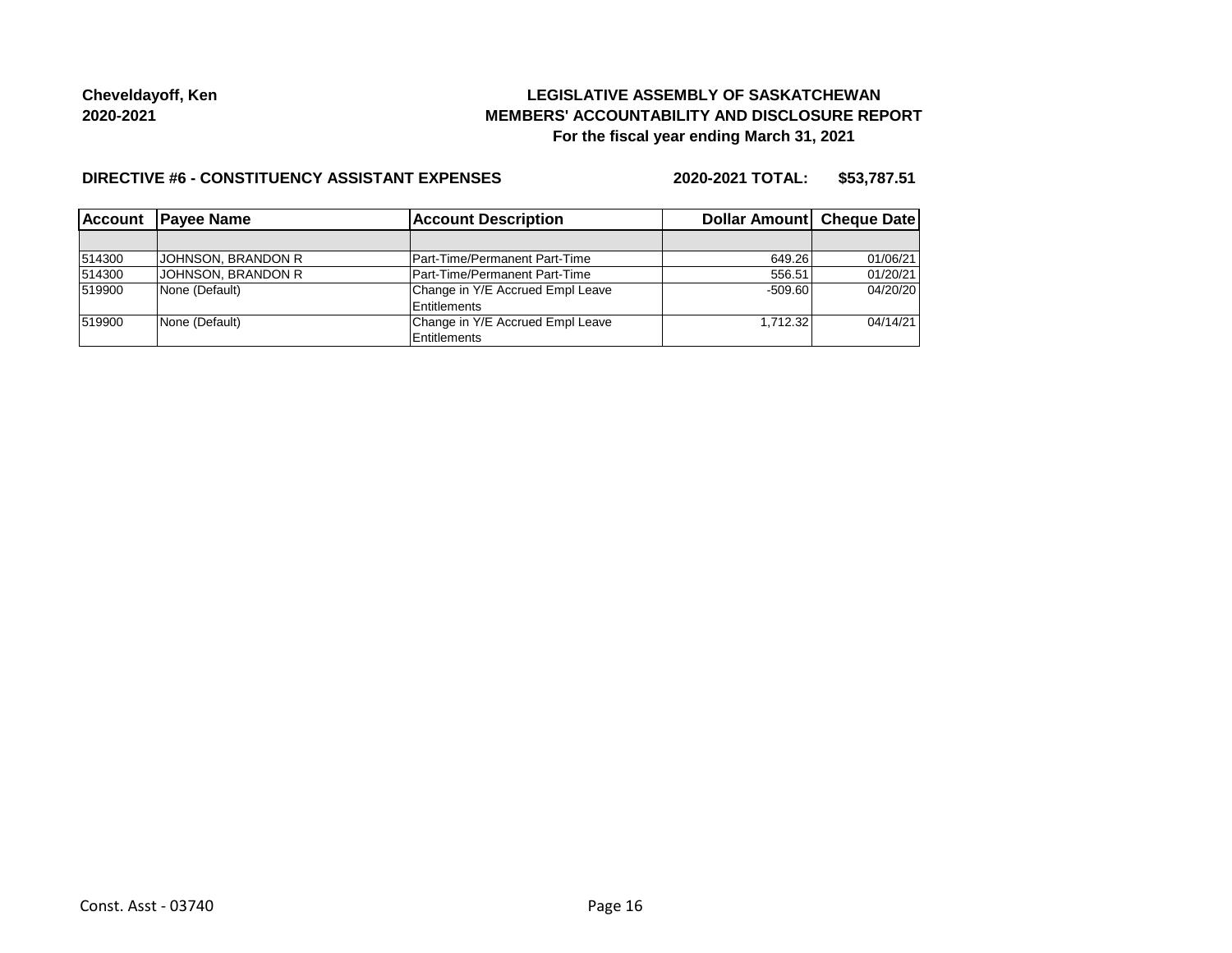**Cheveldayoff, Ken**
**2020-2021**

**LEGISLATIVE ASSEMBLY OF SASKATCHEWAN**
**MEMBERS' ACCOUNTABILITY AND DISCLOSURE REPORT**
**For the fiscal year ending March 31, 2021**

**DIRECTIVE #6 - CONSTITUENCY ASSISTANT EXPENSES** **2020-2021 TOTAL: $53,787.51**

| Account | Payee Name | Account Description | Dollar Amount | Cheque Date |
|---|---|---|---|---|
| | | | | |
| 514300 | JOHNSON, BRANDON R | Part-Time/Permanent Part-Time | 649.26 | 01/06/21 |
| 514300 | JOHNSON, BRANDON R | Part-Time/Permanent Part-Time | 556.51 | 01/20/21 |
| 519900 | None (Default) | Change in Y/E Accrued Empl Leave Entitlements | -509.60 | 04/20/20 |
| 519900 | None (Default) | Change in Y/E Accrued Empl Leave Entitlements | 1,712.32 | 04/14/21 |

Const. Asst - 03740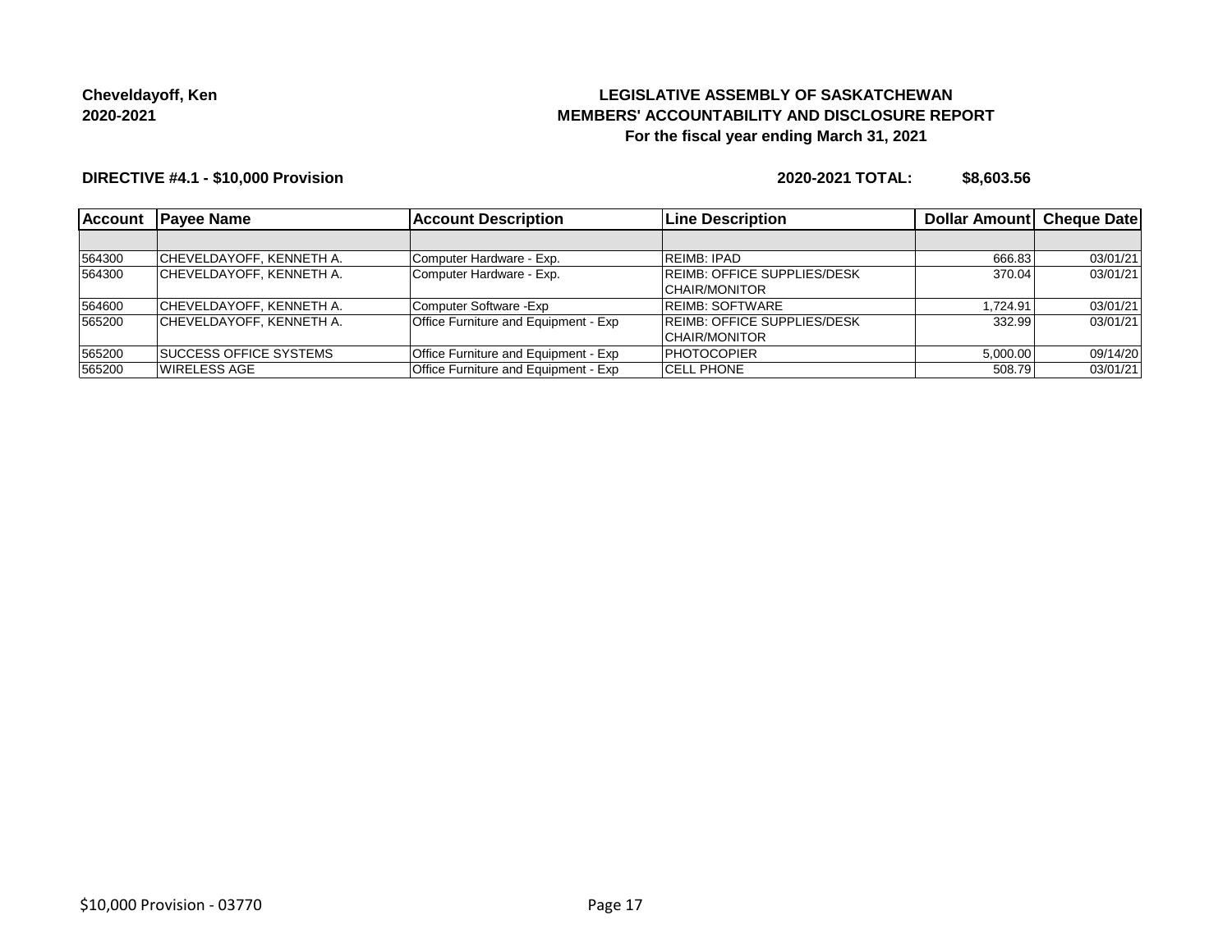**Cheveldayoff, Ken**
**2020-2021**

**LEGISLATIVE ASSEMBLY OF SASKATCHEWAN**
**MEMBERS' ACCOUNTABILITY AND DISCLOSURE REPORT**
**For the fiscal year ending March 31, 2021**

**DIRECTIVE #4.1 - $10,000 Provision** **2020-2021 TOTAL: $8,603.56**

| Account | Payee Name | Account Description | Line Description | Dollar Amount | Cheque Date |
|---|---|---|---|---|---|
| | | | | | |
| 564300 | CHEVELDAYOFF, KENNETH A. | Computer Hardware - Exp. | REIMB: IPAD | 666.83 | 03/01/21 |
| 564300 | CHEVELDAYOFF, KENNETH A. | Computer Hardware - Exp. | REIMB: OFFICE SUPPLIES/DESK CHAIR/MONITOR | 370.04 | 03/01/21 |
| 564600 | CHEVELDAYOFF, KENNETH A. | Computer Software -Exp | REIMB: SOFTWARE | 1,724.91 | 03/01/21 |
| 565200 | CHEVELDAYOFF, KENNETH A. | Office Furniture and Equipment - Exp | REIMB: OFFICE SUPPLIES/DESK CHAIR/MONITOR | 332.99 | 03/01/21 |
| 565200 | SUCCESS OFFICE SYSTEMS | Office Furniture and Equipment - Exp | PHOTOCOPIER | 5,000.00 | 09/14/20 |
| 565200 | WIRELESS AGE | Office Furniture and Equipment - Exp | CELL PHONE | 508.79 | 03/01/21 |

$10,000 Provision - 03770